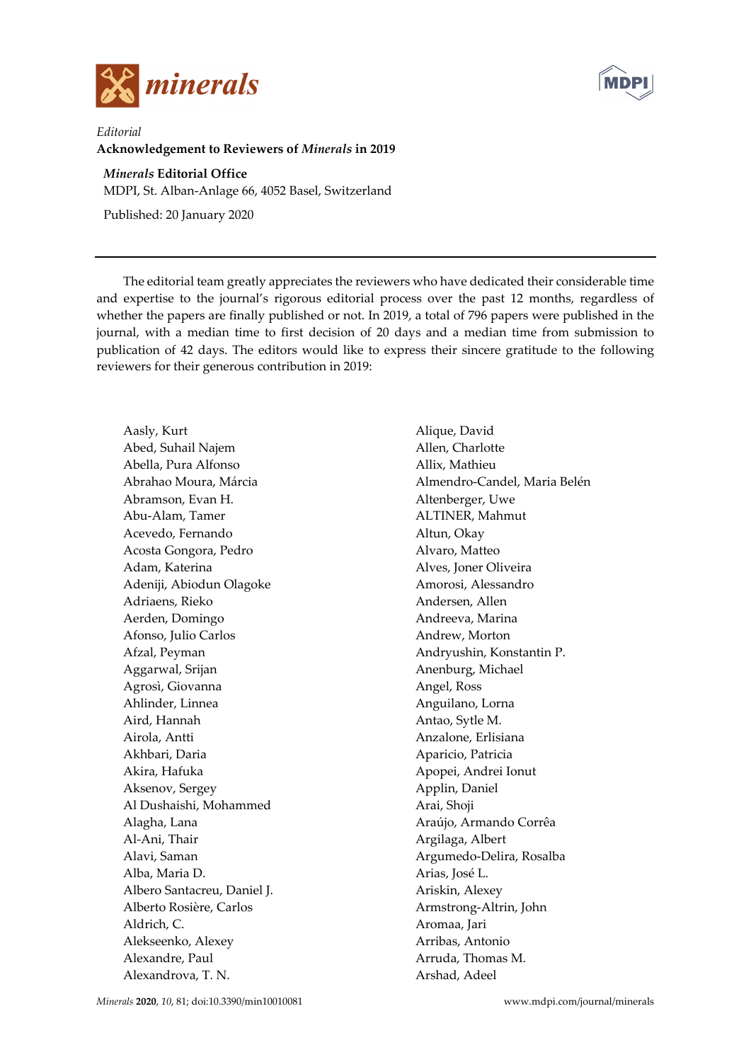*Editorial*

# Acknowledgement to Reviewers of *Minerals* in 2019

***Minerals* Editorial Office**

MDPI, St. Alban-Anlage 66, 4052 Basel, Switzerland

Published: 20 January 2020

---

The editorial team greatly appreciates the reviewers who have dedicated their considerable time and expertise to the journal's rigorous editorial process over the past 12 months, regardless of whether the papers are finally published or not. In 2019, a total of 796 papers were published in the journal, with a median time to first decision of 20 days and a median time from submission to publication of 42 days. The editors would like to express their sincere gratitude to the following reviewers for their generous contribution in 2019:

Aasly, Kurt
Abed, Suhail Najem
Abella, Pura Alfonso
Abrahao Moura, Márcia
Abramson, Evan H.
Abu-Alam, Tamer
Acevedo, Fernando
Acosta Gongora, Pedro
Adam, Katerina
Adeniji, Abiodun Olagoke
Adriaens, Rieko
Aerden, Domingo
Afonso, Julio Carlos
Afzal, Peyman
Aggarwal, Srijan
Agrosì, Giovanna
Ahlinder, Linnea
Aird, Hannah
Airola, Antti
Akhbari, Daria
Akira, Hafuka
Aksenov, Sergey
Al Dushaishi, Mohammed
Alagha, Lana
Al-Ani, Thair
Alavi, Saman
Alba, Maria D.
Albero Santacreu, Daniel J.
Alberto Rosière, Carlos
Aldrich, C.
Alekseenko, Alexey
Alexandre, Paul
Alexandrova, T. N.
Alique, David
Allen, Charlotte
Allix, Mathieu
Almendro-Candel, Maria Belén
Altenberger, Uwe
ALTINER, Mahmut
Altun, Okay
Alvaro, Matteo
Alves, Joner Oliveira
Amorosi, Alessandro
Andersen, Allen
Andreeva, Marina
Andrew, Morton
Andryushin, Konstantin P.
Anenburg, Michael
Angel, Ross
Anguilano, Lorna
Antao, Sytle M.
Anzalone, Erlisiana
Aparicio, Patricia
Apopei, Andrei Ionut
Applin, Daniel
Arai, Shoji
Araújo, Armando Corrêa
Argilaga, Albert
Argumedo-Delira, Rosalba
Arias, José L.
Ariskin, Alexey
Armstrong-Altrin, John
Aromaa, Jari
Arribas, Antonio
Arruda, Thomas M.
Arshad, Adeel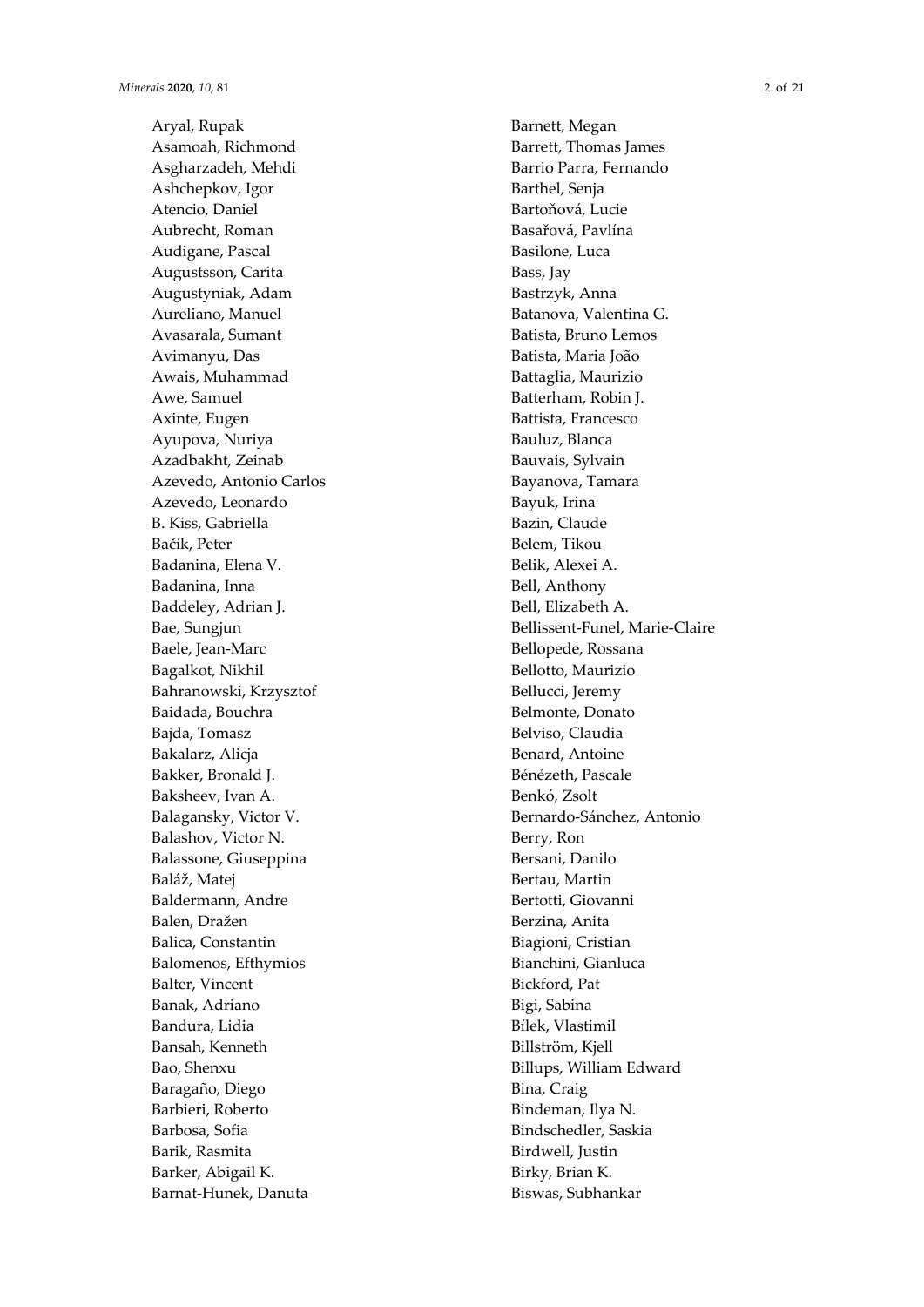Aryal, Rupak
Asamoah, Richmond
Asgharzadeh, Mehdi
Ashchepkov, Igor
Atencio, Daniel
Aubrecht, Roman
Audigane, Pascal
Augustsson, Carita
Augustyniak, Adam
Aureliano, Manuel
Avasarala, Sumant
Avimanyu, Das
Awais, Muhammad
Awe, Samuel
Axinte, Eugen
Ayupova, Nuriya
Azadbakht, Zeinab
Azevedo, Antonio Carlos
Azevedo, Leonardo
B. Kiss, Gabriella
Bačík, Peter
Badanina, Elena V.
Badanina, Inna
Baddeley, Adrian J.
Bae, Sungjun
Baele, Jean-Marc
Bagalkot, Nikhil
Bahranowski, Krzysztof
Baidada, Bouchra
Bajda, Tomasz
Bakalarz, Alicja
Bakker, Bronald J.
Baksheev, Ivan A.
Balagansky, Victor V.
Balashov, Victor N.
Balassone, Giuseppina
Baláž, Matej
Baldermann, Andre
Balen, Dražen
Balica, Constantin
Balomenos, Efthymios
Balter, Vincent
Banak, Adriano
Bandura, Lidia
Bansah, Kenneth
Bao, Shenxu
Baragaño, Diego
Barbieri, Roberto
Barbosa, Sofia
Barik, Rasmita
Barker, Abigail K.
Barnat-Hunek, Danuta
Barnett, Megan
Barrett, Thomas James
Barrio Parra, Fernando
Barthel, Senja
Bartoňová, Lucie
Basařová, Pavlína
Basilone, Luca
Bass, Jay
Bastrzyk, Anna
Batanova, Valentina G.
Batista, Bruno Lemos
Batista, Maria João
Battaglia, Maurizio
Batterham, Robin J.
Battista, Francesco
Bauluz, Blanca
Bauvais, Sylvain
Bayanova, Tamara
Bayuk, Irina
Bazin, Claude
Belem, Tikou
Belik, Alexei A.
Bell, Anthony
Bell, Elizabeth A.
Bellissent-Funel, Marie-Claire
Bellopede, Rossana
Bellotto, Maurizio
Bellucci, Jeremy
Belmonte, Donato
Belviso, Claudia
Benard, Antoine
Bénézeth, Pascale
Benkó, Zsolt
Bernardo-Sánchez, Antonio
Berry, Ron
Bersani, Danilo
Bertau, Martin
Bertotti, Giovanni
Berzina, Anita
Biagioni, Cristian
Bianchini, Gianluca
Bickford, Pat
Bigi, Sabina
Bílek, Vlastimil
Billström, Kjell
Billups, William Edward
Bina, Craig
Bindeman, Ilya N.
Bindschedler, Saskia
Birdwell, Justin
Birky, Brian K.
Biswas, Subhankar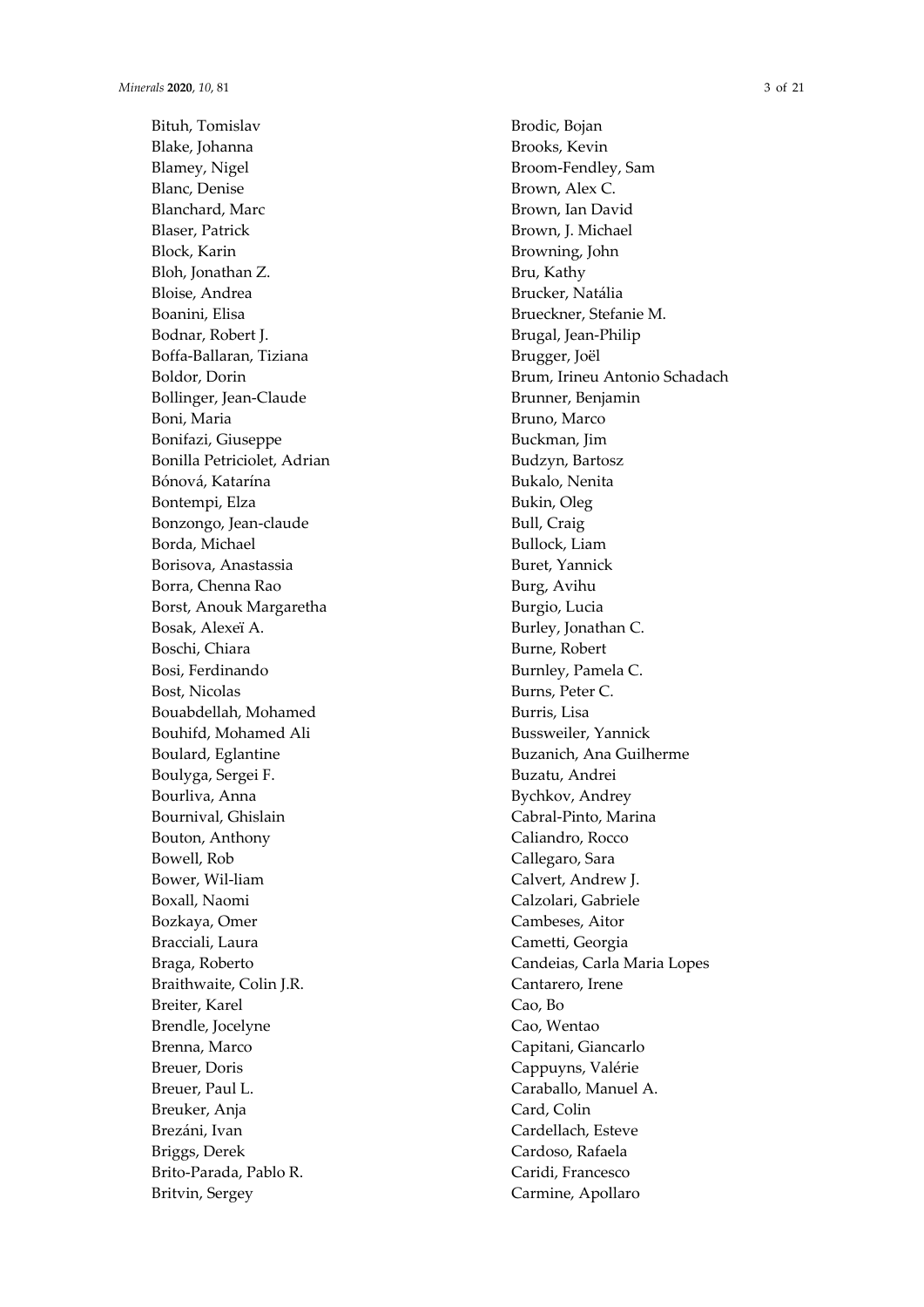Bituh, Tomislav
Blake, Johanna
Blamey, Nigel
Blanc, Denise
Blanchard, Marc
Blaser, Patrick
Block, Karin
Bloh, Jonathan Z.
Bloise, Andrea
Boanini, Elisa
Bodnar, Robert J.
Boffa-Ballaran, Tiziana
Boldor, Dorin
Bollinger, Jean-Claude
Boni, Maria
Bonifazi, Giuseppe
Bonilla Petriciolet, Adrian
Bónová, Katarína
Bontempi, Elza
Bonzongo, Jean-claude
Borda, Michael
Borisova, Anastassia
Borra, Chenna Rao
Borst, Anouk Margaretha
Bosak, Alexeï A.
Boschi, Chiara
Bosi, Ferdinando
Bost, Nicolas
Bouabdellah, Mohamed
Bouhifd, Mohamed Ali
Boulard, Eglantine
Boulyga, Sergei F.
Bourliva, Anna
Bournival, Ghislain
Bouton, Anthony
Bowell, Rob
Bower, Wil-liam
Boxall, Naomi
Bozkaya, Omer
Bracciali, Laura
Braga, Roberto
Braithwaite, Colin J.R.
Breiter, Karel
Brendle, Jocelyne
Brenna, Marco
Breuer, Doris
Breuer, Paul L.
Breuker, Anja
Brezáni, Ivan
Briggs, Derek
Brito-Parada, Pablo R.
Britvin, Sergey
Brodic, Bojan
Brooks, Kevin
Broom-Fendley, Sam
Brown, Alex C.
Brown, Ian David
Brown, J. Michael
Browning, John
Bru, Kathy
Brucker, Natália
Brueckner, Stefanie M.
Brugal, Jean-Philip
Brugger, Joël
Brum, Irineu Antonio Schadach
Brunner, Benjamin
Bruno, Marco
Buckman, Jim
Budzyn, Bartosz
Bukalo, Nenita
Bukin, Oleg
Bull, Craig
Bullock, Liam
Buret, Yannick
Burg, Avihu
Burgio, Lucia
Burley, Jonathan C.
Burne, Robert
Burnley, Pamela C.
Burns, Peter C.
Burris, Lisa
Bussweiler, Yannick
Buzanich, Ana Guilherme
Buzatu, Andrei
Bychkov, Andrey
Cabral-Pinto, Marina
Caliandro, Rocco
Callegaro, Sara
Calvert, Andrew J.
Calzolari, Gabriele
Cambeses, Aitor
Cametti, Georgia
Candeias, Carla Maria Lopes
Cantarero, Irene
Cao, Bo
Cao, Wentao
Capitani, Giancarlo
Cappuyns, Valérie
Caraballo, Manuel A.
Card, Colin
Cardellach, Esteve
Cardoso, Rafaela
Caridi, Francesco
Carmine, Apollaro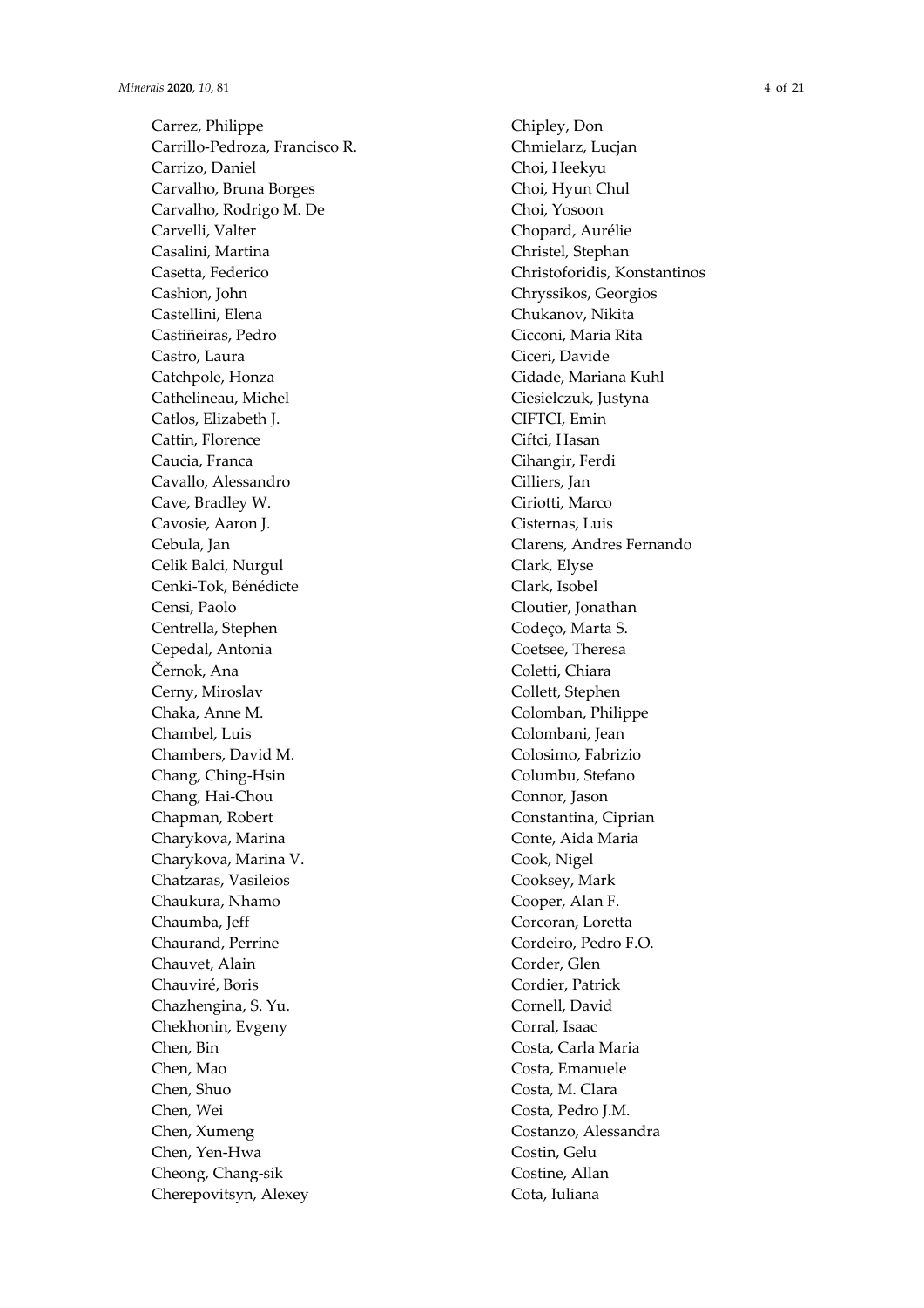Carrez, Philippe
Carrillo-Pedroza, Francisco R.
Carrizo, Daniel
Carvalho, Bruna Borges
Carvalho, Rodrigo M. De
Carvelli, Valter
Casalini, Martina
Casetta, Federico
Cashion, John
Castellini, Elena
Castiñeiras, Pedro
Castro, Laura
Catchpole, Honza
Cathelineau, Michel
Catlos, Elizabeth J.
Cattin, Florence
Caucia, Franca
Cavallo, Alessandro
Cave, Bradley W.
Cavosie, Aaron J.
Cebula, Jan
Celik Balci, Nurgul
Cenki-Tok, Bénédicte
Censi, Paolo
Centrella, Stephen
Cepedal, Antonia
Černok, Ana
Cerny, Miroslav
Chaka, Anne M.
Chambel, Luis
Chambers, David M.
Chang, Ching-Hsin
Chang, Hai-Chou
Chapman, Robert
Charykova, Marina
Charykova, Marina V.
Chatzaras, Vasileios
Chaukura, Nhamo
Chaumba, Jeff
Chaurand, Perrine
Chauvet, Alain
Chauviré, Boris
Chazhengina, S. Yu.
Chekhonin, Evgeny
Chen, Bin
Chen, Mao
Chen, Shuo
Chen, Wei
Chen, Xumeng
Chen, Yen-Hwa
Cheong, Chang-sik
Cherepovitsyn, Alexey
Chipley, Don
Chmielarz, Lucjan
Choi, Heekyu
Choi, Hyun Chul
Choi, Yosoon
Chopard, Aurélie
Christel, Stephan
Christoforidis, Konstantinos
Chryssikos, Georgios
Chukanov, Nikita
Cicconi, Maria Rita
Ciceri, Davide
Cidade, Mariana Kuhl
Ciesielczuk, Justyna
CIFTCI, Emin
Ciftci, Hasan
Cihangir, Ferdi
Cilliers, Jan
Ciriotti, Marco
Cisternas, Luis
Clarens, Andres Fernando
Clark, Elyse
Clark, Isobel
Cloutier, Jonathan
Codeço, Marta S.
Coetsee, Theresa
Coletti, Chiara
Collett, Stephen
Colomban, Philippe
Colombani, Jean
Colosimo, Fabrizio
Columbu, Stefano
Connor, Jason
Constantina, Ciprian
Conte, Aida Maria
Cook, Nigel
Cooksey, Mark
Cooper, Alan F.
Corcoran, Loretta
Cordeiro, Pedro F.O.
Corder, Glen
Cordier, Patrick
Cornell, David
Corral, Isaac
Costa, Carla Maria
Costa, Emanuele
Costa, M. Clara
Costa, Pedro J.M.
Costanzo, Alessandra
Costin, Gelu
Costine, Allan
Cota, Iuliana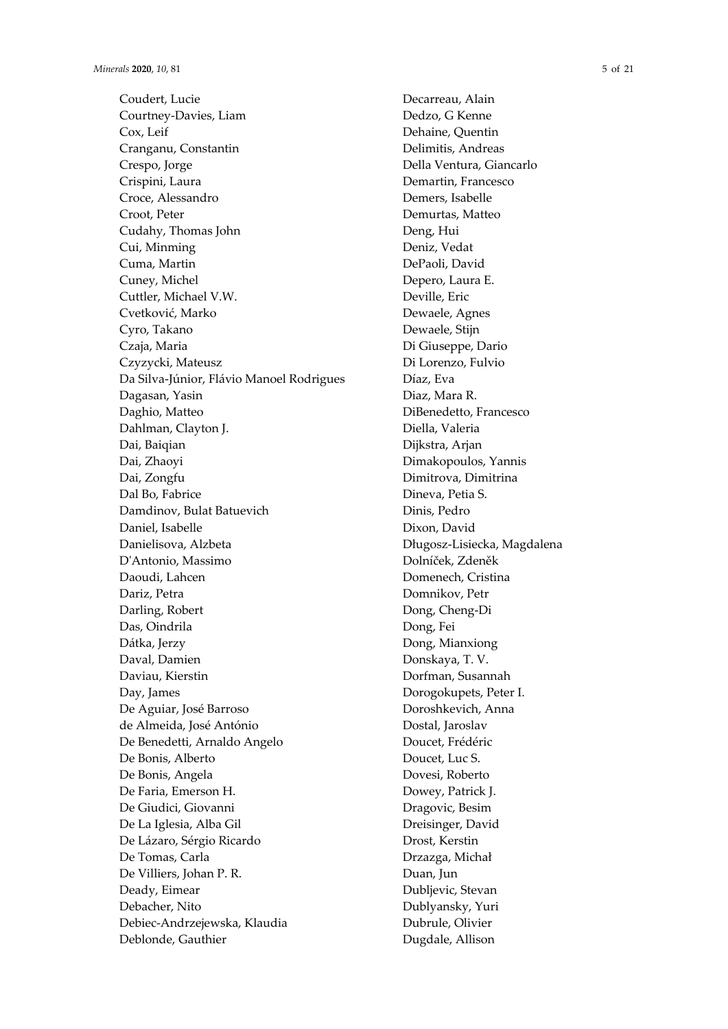Coudert, Lucie
Courtney-Davies, Liam
Cox, Leif
Cranganu, Constantin
Crespo, Jorge
Crispini, Laura
Croce, Alessandro
Croot, Peter
Cudahy, Thomas John
Cui, Minming
Cuma, Martin
Cuney, Michel
Cuttler, Michael V.W.
Cvetković, Marko
Cyro, Takano
Czaja, Maria
Czyzycki, Mateusz
Da Silva-Júnior, Flávio Manoel Rodrigues
Dagasan, Yasin
Daghio, Matteo
Dahlman, Clayton J.
Dai, Baiqian
Dai, Zhaoyi
Dai, Zongfu
Dal Bo, Fabrice
Damdinov, Bulat Batuevich
Daniel, Isabelle
Danielisova, Alzbeta
D'Antonio, Massimo
Daoudi, Lahcen
Dariz, Petra
Darling, Robert
Das, Oindrila
Dátka, Jerzy
Daval, Damien
Daviau, Kierstin
Day, James
De Aguiar, José Barroso
de Almeida, José António
De Benedetti, Arnaldo Angelo
De Bonis, Alberto
De Bonis, Angela
De Faria, Emerson H.
De Giudici, Giovanni
De La Iglesia, Alba Gil
De Lázaro, Sérgio Ricardo
De Tomas, Carla
De Villiers, Johan P. R.
Deady, Eimear
Debacher, Nito
Debiec-Andrzejewska, Klaudia
Deblonde, Gauthier
Decarreau, Alain
Dedzo, G Kenne
Dehaine, Quentin
Delimitis, Andreas
Della Ventura, Giancarlo
Demartin, Francesco
Demers, Isabelle
Demurtas, Matteo
Deng, Hui
Deniz, Vedat
DePaoli, David
Depero, Laura E.
Deville, Eric
Dewaele, Agnes
Dewaele, Stijn
Di Giuseppe, Dario
Di Lorenzo, Fulvio
Díaz, Eva
Diaz, Mara R.
DiBenedetto, Francesco
Diella, Valeria
Dijkstra, Arjan
Dimakopoulos, Yannis
Dimitrova, Dimitrina
Dineva, Petia S.
Dinis, Pedro
Dixon, David
Długosz-Lisiecka, Magdalena
Dolníček, Zdeněk
Domenech, Cristina
Domnikov, Petr
Dong, Cheng-Di
Dong, Fei
Dong, Mianxiong
Donskaya, T. V.
Dorfman, Susannah
Dorogokupets, Peter I.
Doroshkevich, Anna
Dostal, Jaroslav
Doucet, Frédéric
Doucet, Luc S.
Dovesi, Roberto
Dowey, Patrick J.
Dragovic, Besim
Dreisinger, David
Drost, Kerstin
Drzazga, Michał
Duan, Jun
Dubljevic, Stevan
Dublyansky, Yuri
Dubrule, Olivier
Dugdale, Allison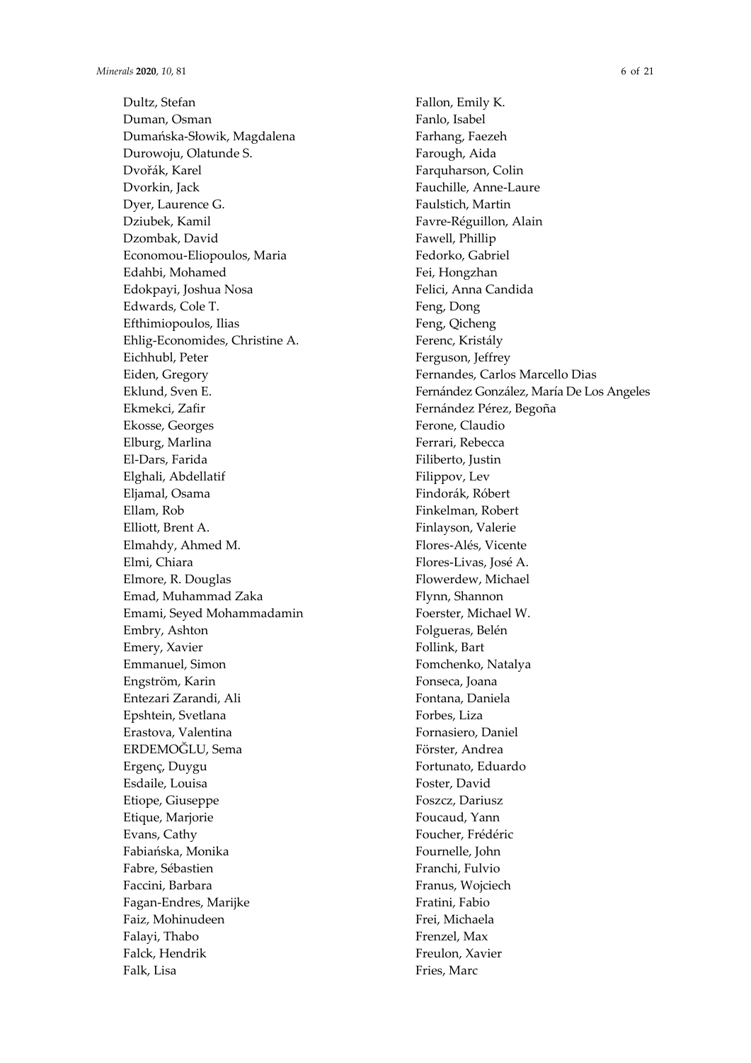Dultz, Stefan
Duman, Osman
Dumańska-Słowik, Magdalena
Durowoju, Olatunde S.
Dvořák, Karel
Dvorkin, Jack
Dyer, Laurence G.
Dziubek, Kamil
Dzombak, David
Economou-Eliopoulos, Maria
Edahbi, Mohamed
Edokpayi, Joshua Nosa
Edwards, Cole T.
Efthimiopoulos, Ilias
Ehlig-Economides, Christine A.
Eichhubl, Peter
Eiden, Gregory
Eklund, Sven E.
Ekmekci, Zafir
Ekosse, Georges
Elburg, Marlina
El-Dars, Farida
Elghali, Abdellatif
Eljamal, Osama
Ellam, Rob
Elliott, Brent A.
Elmahdy, Ahmed M.
Elmi, Chiara
Elmore, R. Douglas
Emad, Muhammad Zaka
Emami, Seyed Mohammadamin
Embry, Ashton
Emery, Xavier
Emmanuel, Simon
Engström, Karin
Entezari Zarandi, Ali
Epshtein, Svetlana
Erastova, Valentina
ERDEMOĞLU, Sema
Ergenç, Duygu
Esdaile, Louisa
Etiope, Giuseppe
Etique, Marjorie
Evans, Cathy
Fabiańska, Monika
Fabre, Sébastien
Faccini, Barbara
Fagan-Endres, Marijke
Faiz, Mohinudeen
Falayi, Thabo
Falck, Hendrik
Falk, Lisa
Fallon, Emily K.
Fanlo, Isabel
Farhang, Faezeh
Farough, Aida
Farquharson, Colin
Fauchille, Anne-Laure
Faulstich, Martin
Favre-Réguillon, Alain
Fawell, Phillip
Fedorko, Gabriel
Fei, Hongzhan
Felici, Anna Candida
Feng, Dong
Feng, Qicheng
Ferenc, Kristály
Ferguson, Jeffrey
Fernandes, Carlos Marcello Dias
Fernández González, María De Los Angeles
Fernández Pérez, Begoña
Ferone, Claudio
Ferrari, Rebecca
Filiberto, Justin
Filippov, Lev
Findorák, Róbert
Finkelman, Robert
Finlayson, Valerie
Flores-Alés, Vicente
Flores-Livas, José A.
Flowerdew, Michael
Flynn, Shannon
Foerster, Michael W.
Folgueras, Belén
Follink, Bart
Fomchenko, Natalya
Fonseca, Joana
Fontana, Daniela
Forbes, Liza
Fornasiero, Daniel
Förster, Andrea
Fortunato, Eduardo
Foster, David
Foszcz, Dariusz
Foucaud, Yann
Foucher, Frédéric
Fournelle, John
Franchi, Fulvio
Franus, Wojciech
Fratini, Fabio
Frei, Michaela
Frenzel, Max
Freulon, Xavier
Fries, Marc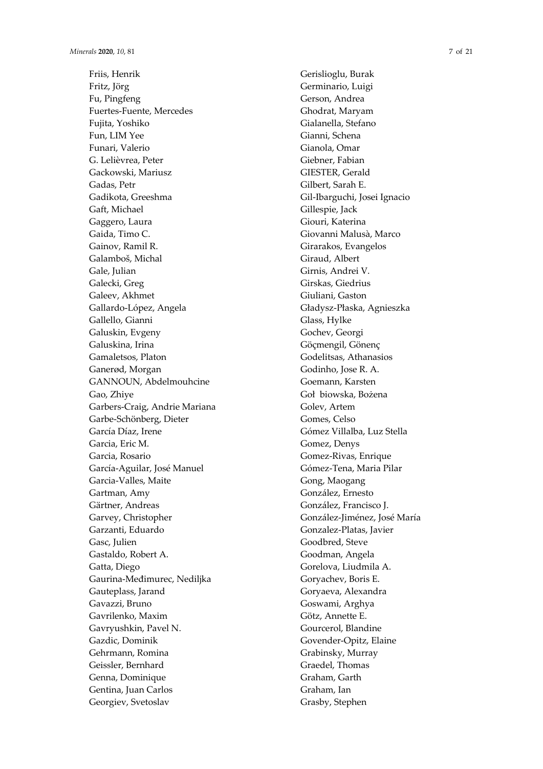Friis, Henrik
Fritz, Jörg
Fu, Pingfeng
Fuertes-Fuente, Mercedes
Fujita, Yoshiko
Fun, LIM Yee
Funari, Valerio
G. Lelièvrea, Peter
Gackowski, Mariusz
Gadas, Petr
Gadikota, Greeshma
Gaft, Michael
Gaggero, Laura
Gaida, Timo C.
Gainov, Ramil R.
Galamboš, Michal
Gale, Julian
Galecki, Greg
Galeev, Akhmet
Gallardo-López, Angela
Gallello, Gianni
Galuskin, Evgeny
Galuskina, Irina
Gamaletsos, Platon
Ganerød, Morgan
GANNOUN, Abdelmouhcine
Gao, Zhiye
Garbers-Craig, Andrie Mariana
Garbe-Schönberg, Dieter
García Díaz, Irene
Garcia, Eric M.
Garcia, Rosario
García-Aguilar, José Manuel
Garcia-Valles, Maite
Gartman, Amy
Gärtner, Andreas
Garvey, Christopher
Garzanti, Eduardo
Gasc, Julien
Gastaldo, Robert A.
Gatta, Diego
Gaurina-Međimurec, Nediljka
Gauteplass, Jarand
Gavazzi, Bruno
Gavrilenko, Maxim
Gavryushkin, Pavel N.
Gazdic, Dominik
Gehrmann, Romina
Geissler, Bernhard
Genna, Dominique
Gentina, Juan Carlos
Georgiev, Svetoslav
Gerislioglu, Burak
Germinario, Luigi
Gerson, Andrea
Ghodrat, Maryam
Gialanella, Stefano
Gianni, Schena
Gianola, Omar
Giebner, Fabian
GIESTER, Gerald
Gilbert, Sarah E.
Gil-Ibarguchi, Josei Ignacio
Gillespie, Jack
Giouri, Katerina
Giovanni Malusà, Marco
Girarakos, Evangelos
Giraud, Albert
Girnis, Andrei V.
Girskas, Giedrius
Giuliani, Gaston
Gładysz-Płaska, Agnieszka
Glass, Hylke
Gochev, Georgi
Göçmengil, Gönenç
Godelitsas, Athanasios
Godinho, Jose R. A.
Goemann, Karsten
Goł biowska, Bożena
Golev, Artem
Gomes, Celso
Gómez Villalba, Luz Stella
Gomez, Denys
Gomez-Rivas, Enrique
Gómez-Tena, Maria Pilar
Gong, Maogang
González, Ernesto
González, Francisco J.
González-Jiménez, José María
Gonzalez-Platas, Javier
Goodbred, Steve
Goodman, Angela
Gorelova, Liudmila A.
Goryachev, Boris E.
Goryaeva, Alexandra
Goswami, Arghya
Götz, Annette E.
Gourcerol, Blandine
Govender-Opitz, Elaine
Grabinsky, Murray
Graedel, Thomas
Graham, Garth
Graham, Ian
Grasby, Stephen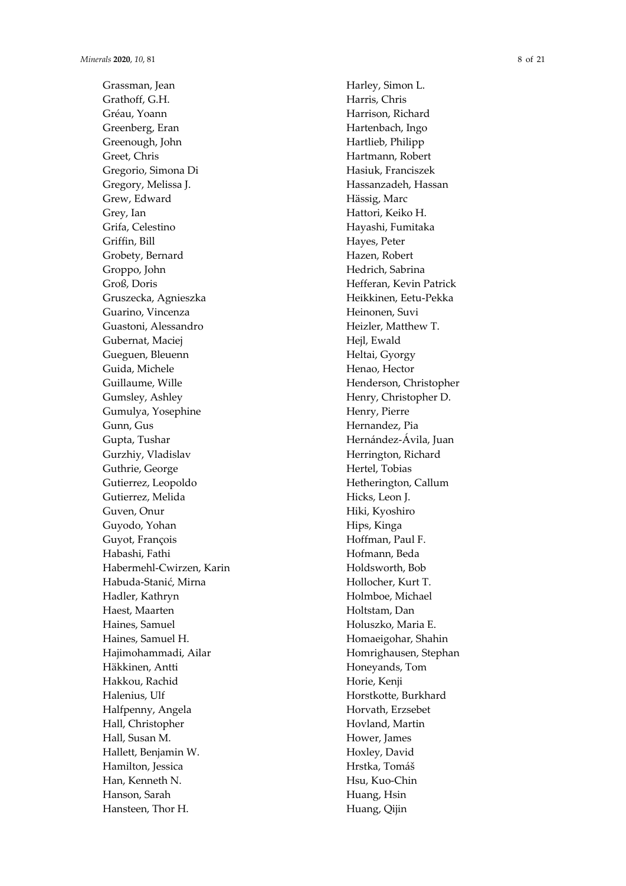Grassman, Jean
Grathoff, G.H.
Gréau, Yoann
Greenberg, Eran
Greenough, John
Greet, Chris
Gregorio, Simona Di
Gregory, Melissa J.
Grew, Edward
Grey, Ian
Grifa, Celestino
Griffin, Bill
Grobety, Bernard
Groppo, John
Groß, Doris
Gruszecka, Agnieszka
Guarino, Vincenza
Guastoni, Alessandro
Gubernat, Maciej
Gueguen, Bleuenn
Guida, Michele
Guillaume, Wille
Gumsley, Ashley
Gumulya, Yosephine
Gunn, Gus
Gupta, Tushar
Gurzhiy, Vladislav
Guthrie, George
Gutierrez, Leopoldo
Gutierrez, Melida
Guven, Onur
Guyodo, Yohan
Guyot, François
Habashi, Fathi
Habermehl-Cwirzen, Karin
Habuda-Stanić, Mirna
Hadler, Kathryn
Haest, Maarten
Haines, Samuel
Haines, Samuel H.
Hajimohammadi, Ailar
Häkkinen, Antti
Hakkou, Rachid
Halenius, Ulf
Halfpenny, Angela
Hall, Christopher
Hall, Susan M.
Hallett, Benjamin W.
Hamilton, Jessica
Han, Kenneth N.
Hanson, Sarah
Hansteen, Thor H.
Harley, Simon L.
Harris, Chris
Harrison, Richard
Hartenbach, Ingo
Hartlieb, Philipp
Hartmann, Robert
Hasiuk, Franciszek
Hassanzadeh, Hassan
Hässig, Marc
Hattori, Keiko H.
Hayashi, Fumitaka
Hayes, Peter
Hazen, Robert
Hedrich, Sabrina
Hefferan, Kevin Patrick
Heikkinen, Eetu-Pekka
Heinonen, Suvi
Heizler, Matthew T.
Hejl, Ewald
Heltai, Gyorgy
Henao, Hector
Henderson, Christopher
Henry, Christopher D.
Henry, Pierre
Hernandez, Pia
Hernández-Ávila, Juan
Herrington, Richard
Hertel, Tobias
Hetherington, Callum
Hicks, Leon J.
Hiki, Kyoshiro
Hips, Kinga
Hoffman, Paul F.
Hofmann, Beda
Holdsworth, Bob
Hollocher, Kurt T.
Holmboe, Michael
Holtstam, Dan
Holuszko, Maria E.
Homaeigohar, Shahin
Homrighausen, Stephan
Honeyands, Tom
Horie, Kenji
Horstkotte, Burkhard
Horvath, Erzsebet
Hovland, Martin
Hower, James
Hoxley, David
Hrstka, Tomáš
Hsu, Kuo-Chin
Huang, Hsin
Huang, Qijin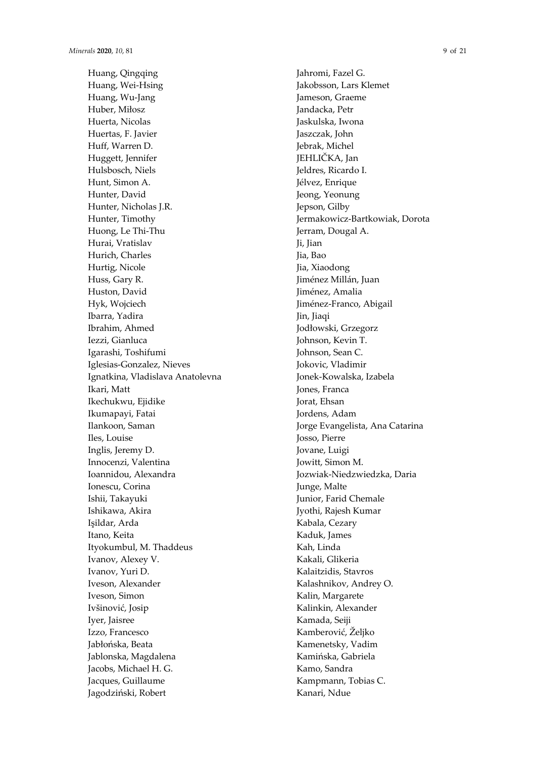Huang, Qingqing
Huang, Wei-Hsing
Huang, Wu-Jang
Huber, Miłosz
Huerta, Nicolas
Huertas, F. Javier
Huff, Warren D.
Huggett, Jennifer
Hulsbosch, Niels
Hunt, Simon A.
Hunter, David
Hunter, Nicholas J.R.
Hunter, Timothy
Huong, Le Thi-Thu
Hurai, Vratislav
Hurich, Charles
Hurtig, Nicole
Huss, Gary R.
Huston, David
Hyk, Wojciech
Ibarra, Yadira
Ibrahim, Ahmed
Iezzi, Gianluca
Igarashi, Toshifumi
Iglesias-Gonzalez, Nieves
Ignatkina, Vladislava Anatolevna
Ikari, Matt
Ikechukwu, Ejidike
Ikumapayi, Fatai
Ilankoon, Saman
Iles, Louise
Inglis, Jeremy D.
Innocenzi, Valentina
Ioannidou, Alexandra
Ionescu, Corina
Ishii, Takayuki
Ishikawa, Akira
Işildar, Arda
Itano, Keita
Ityokumbul, M. Thaddeus
Ivanov, Alexey V.
Ivanov, Yuri D.
Iveson, Alexander
Iveson, Simon
Ivšinović, Josip
Iyer, Jaisree
Izzo, Francesco
Jabłońska, Beata
Jablonska, Magdalena
Jacobs, Michael H. G.
Jacques, Guillaume
Jagodziński, Robert
Jahromi, Fazel G.
Jakobsson, Lars Klemet
Jameson, Graeme
Jandacka, Petr
Jaskulska, Iwona
Jaszczak, John
Jebrak, Michel
JEHLIČKA, Jan
Jeldres, Ricardo I.
Jélvez, Enrique
Jeong, Yeonung
Jepson, Gilby
Jermakowicz-Bartkowiak, Dorota
Jerram, Dougal A.
Ji, Jian
Jia, Bao
Jia, Xiaodong
Jiménez Millán, Juan
Jiménez, Amalia
Jiménez-Franco, Abigail
Jin, Jiaqi
Jodłowski, Grzegorz
Johnson, Kevin T.
Johnson, Sean C.
Jokovic, Vladimir
Jonek-Kowalska, Izabela
Jones, Franca
Jorat, Ehsan
Jordens, Adam
Jorge Evangelista, Ana Catarina
Josso, Pierre
Jovane, Luigi
Jowitt, Simon M.
Jozwiak-Niedzwiedzka, Daria
Junge, Malte
Junior, Farid Chemale
Jyothi, Rajesh Kumar
Kabala, Cezary
Kaduk, James
Kah, Linda
Kakali, Glikeria
Kalaitzidis, Stavros
Kalashnikov, Andrey O.
Kalin, Margarete
Kalinkin, Alexander
Kamada, Seiji
Kamberović, Željko
Kamenetsky, Vadim
Kamińska, Gabriela
Kamo, Sandra
Kampmann, Tobias C.
Kanari, Ndue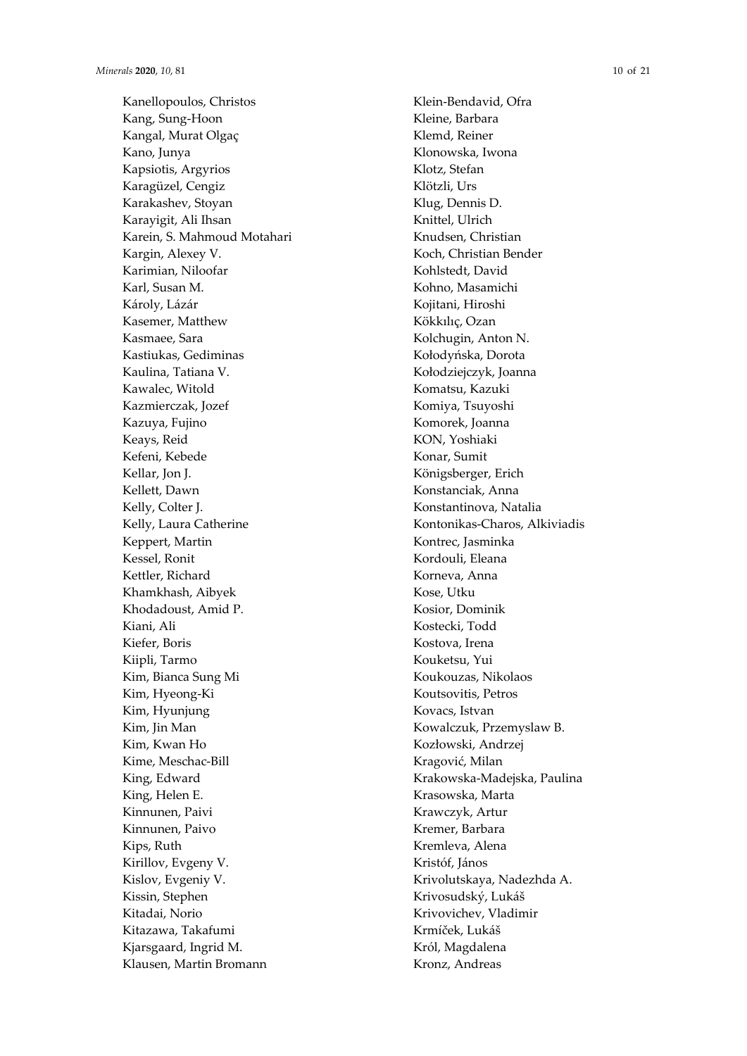Kanellopoulos, Christos
Kang, Sung-Hoon
Kangal, Murat Olgaç
Kano, Junya
Kapsiotis, Argyrios
Karagüzel, Cengiz
Karakashev, Stoyan
Karayigit, Ali Ihsan
Karein, S. Mahmoud Motahari
Kargin, Alexey V.
Karimian, Niloofar
Karl, Susan M.
Károly, Lázár
Kasemer, Matthew
Kasmaee, Sara
Kastiukas, Gediminas
Kaulina, Tatiana V.
Kawalec, Witold
Kazmierczak, Jozef
Kazuya, Fujino
Keays, Reid
Kefeni, Kebede
Kellar, Jon J.
Kellett, Dawn
Kelly, Colter J.
Kelly, Laura Catherine
Keppert, Martin
Kessel, Ronit
Kettler, Richard
Khamkhash, Aibyek
Khodadoust, Amid P.
Kiani, Ali
Kiefer, Boris
Kiipli, Tarmo
Kim, Bianca Sung Mi
Kim, Hyeong-Ki
Kim, Hyunjung
Kim, Jin Man
Kim, Kwan Ho
Kime, Meschac-Bill
King, Edward
King, Helen E.
Kinnunen, Paivi
Kinnunen, Paivo
Kips, Ruth
Kirillov, Evgeny V.
Kislov, Evgeniy V.
Kissin, Stephen
Kitadai, Norio
Kitazawa, Takafumi
Kjarsgaard, Ingrid M.
Klausen, Martin Bromann
Klein-Bendavid, Ofra
Kleine, Barbara
Klemd, Reiner
Klonowska, Iwona
Klotz, Stefan
Klötzli, Urs
Klug, Dennis D.
Knittel, Ulrich
Knudsen, Christian
Koch, Christian Bender
Kohlstedt, David
Kohno, Masamichi
Kojitani, Hiroshi
Kökkılıç, Ozan
Kolchugin, Anton N.
Kołodyńska, Dorota
Kołodziejczyk, Joanna
Komatsu, Kazuki
Komiya, Tsuyoshi
Komorek, Joanna
KON, Yoshiaki
Konar, Sumit
Königsberger, Erich
Konstanciak, Anna
Konstantinova, Natalia
Kontonikas-Charos, Alkiviadis
Kontrec, Jasminka
Kordouli, Eleana
Korneva, Anna
Kose, Utku
Kosior, Dominik
Kostecki, Todd
Kostova, Irena
Kouketsu, Yui
Koukouzas, Nikolaos
Koutsovitis, Petros
Kovacs, Istvan
Kowalczuk, Przemyslaw B.
Kozłowski, Andrzej
Kragović, Milan
Krakowska-Madejska, Paulina
Krasowska, Marta
Krawczyk, Artur
Kremer, Barbara
Kremleva, Alena
Kristóf, János
Krivolutskaya, Nadezhda A.
Krivosudský, Lukáš
Krivovichev, Vladimir
Krmíček, Lukáš
Król, Magdalena
Kronz, Andreas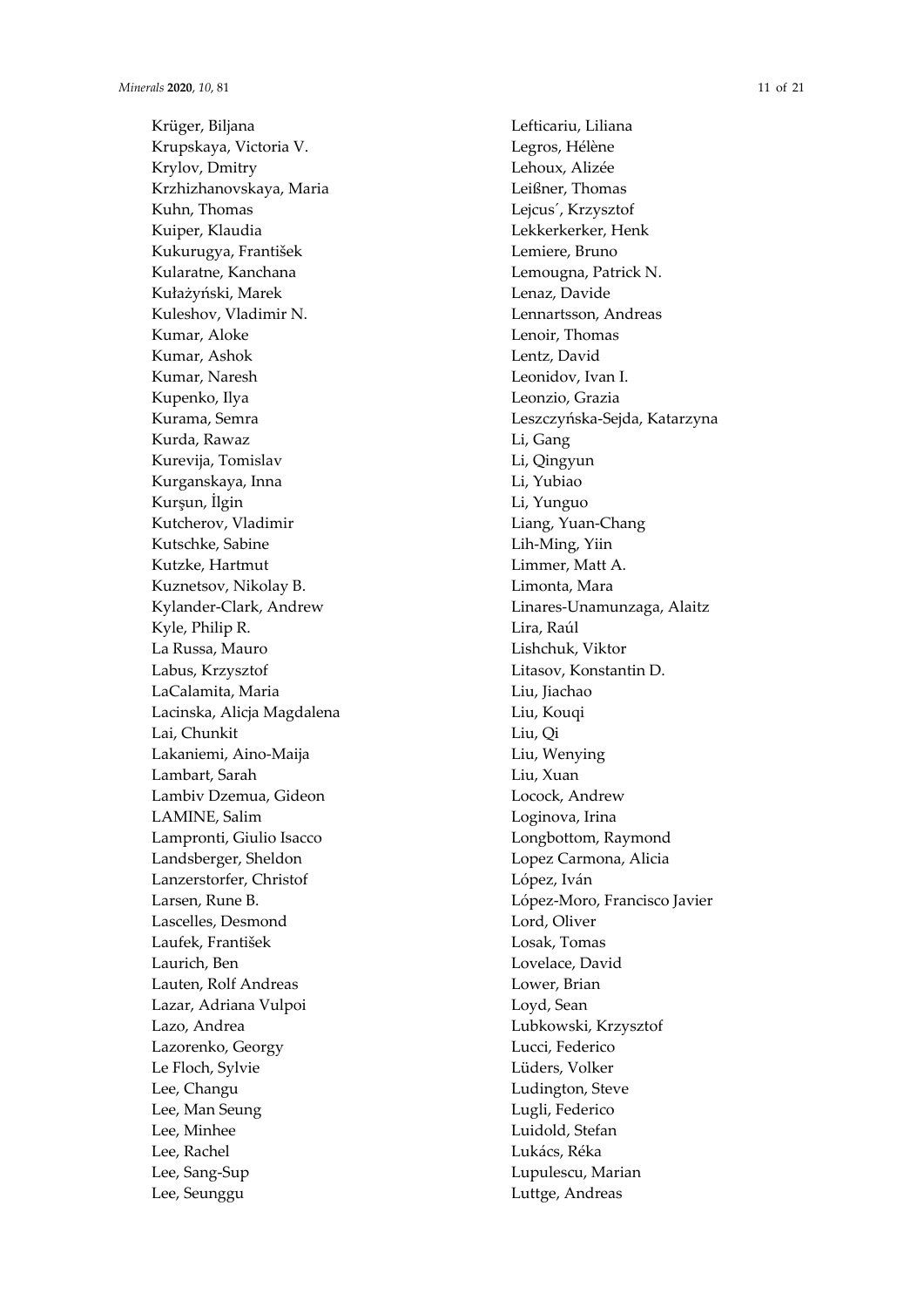Krüger, Biljana
Krupskaya, Victoria V.
Krylov, Dmitry
Krzhizhanovskaya, Maria
Kuhn, Thomas
Kuiper, Klaudia
Kukurugya, František
Kularatne, Kanchana
Kułażyński, Marek
Kuleshov, Vladimir N.
Kumar, Aloke
Kumar, Ashok
Kumar, Naresh
Kupenko, Ilya
Kurama, Semra
Kurda, Rawaz
Kurevija, Tomislav
Kurganskaya, Inna
Kurşun, İlgin
Kutcherov, Vladimir
Kutschke, Sabine
Kutzke, Hartmut
Kuznetsov, Nikolay B.
Kylander-Clark, Andrew
Kyle, Philip R.
La Russa, Mauro
Labus, Krzysztof
LaCalamita, Maria
Lacinska, Alicja Magdalena
Lai, Chunkit
Lakaniemi, Aino-Maija
Lambart, Sarah
Lambiv Dzemua, Gideon
LAMINE, Salim
Lampronti, Giulio Isacco
Landsberger, Sheldon
Lanzerstorfer, Christof
Larsen, Rune B.
Lascelles, Desmond
Laufek, František
Laurich, Ben
Lauten, Rolf Andreas
Lazar, Adriana Vulpoi
Lazo, Andrea
Lazorenko, Georgy
Le Floch, Sylvie
Lee, Changu
Lee, Man Seung
Lee, Minhee
Lee, Rachel
Lee, Sang-Sup
Lee, Seunggu
Lefticariu, Liliana
Legros, Hélène
Lehoux, Alizée
Leißner, Thomas
Lejcus´, Krzysztof
Lekkerkerker, Henk
Lemiere, Bruno
Lemougna, Patrick N.
Lenaz, Davide
Lennartsson, Andreas
Lenoir, Thomas
Lentz, David
Leonidov, Ivan I.
Leonzio, Grazia
Leszczyńska-Sejda, Katarzyna
Li, Gang
Li, Qingyun
Li, Yubiao
Li, Yunguo
Liang, Yuan-Chang
Lih-Ming, Yiin
Limmer, Matt A.
Limonta, Mara
Linares-Unamunzaga, Alaitz
Lira, Raúl
Lishchuk, Viktor
Litasov, Konstantin D.
Liu, Jiachao
Liu, Kouqi
Liu, Qi
Liu, Wenying
Liu, Xuan
Locock, Andrew
Loginova, Irina
Longbottom, Raymond
Lopez Carmona, Alicia
López, Iván
López-Moro, Francisco Javier
Lord, Oliver
Losak, Tomas
Lovelace, David
Lower, Brian
Loyd, Sean
Lubkowski, Krzysztof
Lucci, Federico
Lüders, Volker
Ludington, Steve
Lugli, Federico
Luidold, Stefan
Lukács, Réka
Lupulescu, Marian
Luttge, Andreas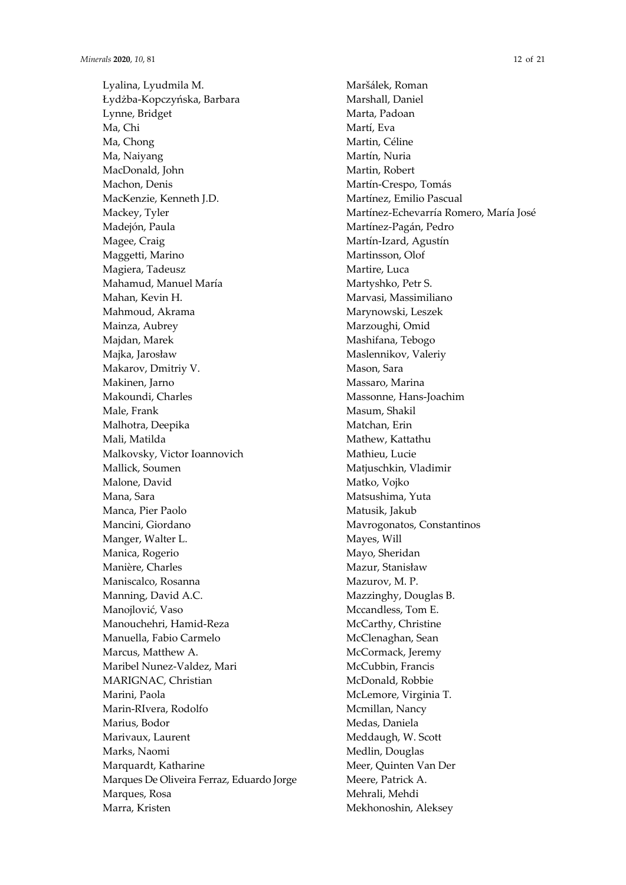Lyalina, Lyudmila M.
Łydżba-Kopczyńska, Barbara
Lynne, Bridget
Ma, Chi
Ma, Chong
Ma, Naiyang
MacDonald, John
Machon, Denis
MacKenzie, Kenneth J.D.
Mackey, Tyler
Madejón, Paula
Magee, Craig
Maggetti, Marino
Magiera, Tadeusz
Mahamud, Manuel María
Mahan, Kevin H.
Mahmoud, Akrama
Mainza, Aubrey
Majdan, Marek
Majka, Jarosław
Makarov, Dmitriy V.
Makinen, Jarno
Makoundi, Charles
Male, Frank
Malhotra, Deepika
Mali, Matilda
Malkovsky, Victor Ioannovich
Mallick, Soumen
Malone, David
Mana, Sara
Manca, Pier Paolo
Mancini, Giordano
Manger, Walter L.
Manica, Rogerio
Manière, Charles
Maniscalco, Rosanna
Manning, David A.C.
Manojlović, Vaso
Manouchehri, Hamid-Reza
Manuella, Fabio Carmelo
Marcus, Matthew A.
Maribel Nunez-Valdez, Mari
MARIGNAC, Christian
Marini, Paola
Marin-RIvera, Rodolfo
Marius, Bodor
Marivaux, Laurent
Marks, Naomi
Marquardt, Katharine
Marques De Oliveira Ferraz, Eduardo Jorge
Marques, Rosa
Marra, Kristen
Maršálek, Roman
Marshall, Daniel
Marta, Padoan
Martí, Eva
Martin, Céline
Martín, Nuria
Martin, Robert
Martín-Crespo, Tomás
Martínez, Emilio Pascual
Martínez-Echevarría Romero, María José
Martínez-Pagán, Pedro
Martín-Izard, Agustín
Martinsson, Olof
Martire, Luca
Martyshko, Petr S.
Marvasi, Massimiliano
Marynowski, Leszek
Marzoughi, Omid
Mashifana, Tebogo
Maslennikov, Valeriy
Mason, Sara
Massaro, Marina
Massonne, Hans-Joachim
Masum, Shakil
Matchan, Erin
Mathew, Kattathu
Mathieu, Lucie
Matjuschkin, Vladimir
Matko, Vojko
Matsushima, Yuta
Matusik, Jakub
Mavrogonatos, Constantinos
Mayes, Will
Mayo, Sheridan
Mazur, Stanisław
Mazurov, M. P.
Mazzinghy, Douglas B.
Mccandless, Tom E.
McCarthy, Christine
McClenaghan, Sean
McCormack, Jeremy
McCubbin, Francis
McDonald, Robbie
McLemore, Virginia T.
Mcmillan, Nancy
Medas, Daniela
Meddaugh, W. Scott
Medlin, Douglas
Meer, Quinten Van Der
Meere, Patrick A.
Mehrali, Mehdi
Mekhonoshin, Aleksey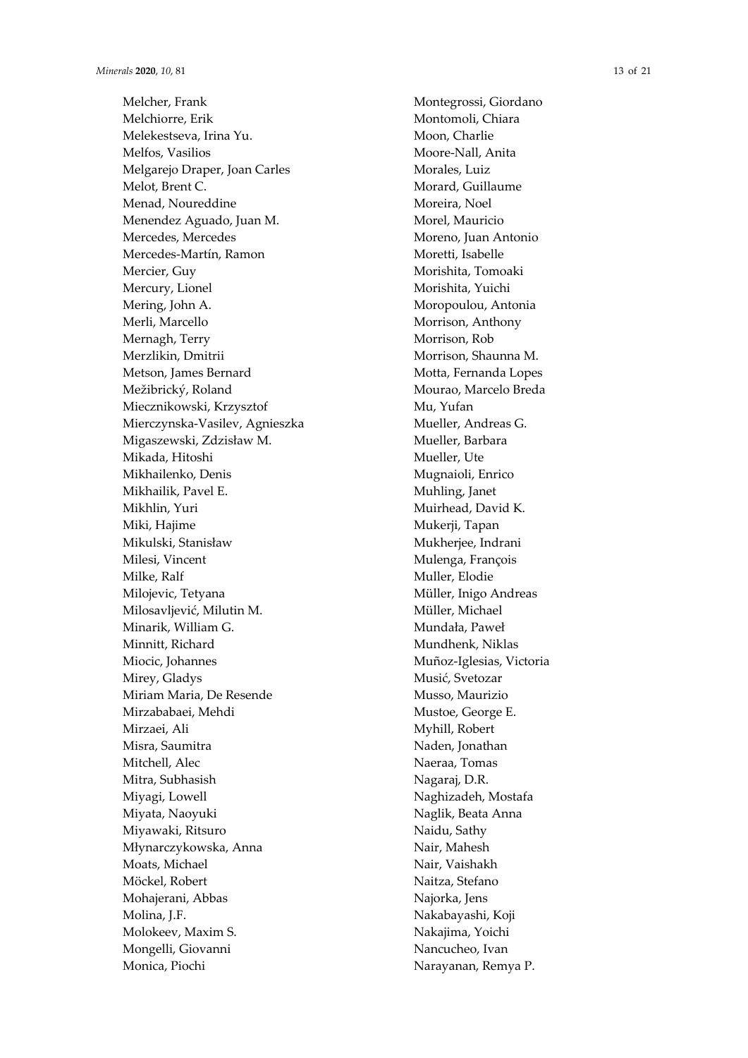Melcher, Frank
Melchiorre, Erik
Melekestseva, Irina Yu.
Melfos, Vasilios
Melgarejo Draper, Joan Carles
Melot, Brent C.
Menad, Noureddine
Menendez Aguado, Juan M.
Mercedes, Mercedes
Mercedes-Martín, Ramon
Mercier, Guy
Mercury, Lionel
Mering, John A.
Merli, Marcello
Mernagh, Terry
Merzlikin, Dmitrii
Metson, James Bernard
Mežibrický, Roland
Miecznikowski, Krzysztof
Mierczynska-Vasilev, Agnieszka
Migaszewski, Zdzisław M.
Mikada, Hitoshi
Mikhailenko, Denis
Mikhailik, Pavel E.
Mikhlin, Yuri
Miki, Hajime
Mikulski, Stanisław
Milesi, Vincent
Milke, Ralf
Milojevic, Tetyana
Milosavljević, Milutin M.
Minarik, William G.
Minnitt, Richard
Miocic, Johannes
Mirey, Gladys
Miriam Maria, De Resende
Mirzababaei, Mehdi
Mirzaei, Ali
Misra, Saumitra
Mitchell, Alec
Mitra, Subhasish
Miyagi, Lowell
Miyata, Naoyuki
Miyawaki, Ritsuro
Młynarczykowska, Anna
Moats, Michael
Möckel, Robert
Mohajerani, Abbas
Molina, J.F.
Molokeev, Maxim S.
Mongelli, Giovanni
Monica, Piochi
Montegrossi, Giordano
Montomoli, Chiara
Moon, Charlie
Moore-Nall, Anita
Morales, Luiz
Morard, Guillaume
Moreira, Noel
Morel, Mauricio
Moreno, Juan Antonio
Moretti, Isabelle
Morishita, Tomoaki
Morishita, Yuichi
Moropoulou, Antonia
Morrison, Anthony
Morrison, Rob
Morrison, Shaunna M.
Motta, Fernanda Lopes
Mourao, Marcelo Breda
Mu, Yufan
Mueller, Andreas G.
Mueller, Barbara
Mueller, Ute
Mugnaioli, Enrico
Muhling, Janet
Muirhead, David K.
Mukerji, Tapan
Mukherjee, Indrani
Mulenga, François
Muller, Elodie
Müller, Inigo Andreas
Müller, Michael
Mundała, Paweł
Mundhenk, Niklas
Muñoz-Iglesias, Victoria
Musić, Svetozar
Musso, Maurizio
Mustoe, George E.
Myhill, Robert
Naden, Jonathan
Naeraa, Tomas
Nagaraj, D.R.
Naghizadeh, Mostafa
Naglik, Beata Anna
Naidu, Sathy
Nair, Mahesh
Nair, Vaishakh
Naitza, Stefano
Najorka, Jens
Nakabayashi, Koji
Nakajima, Yoichi
Nancucheo, Ivan
Narayanan, Remya P.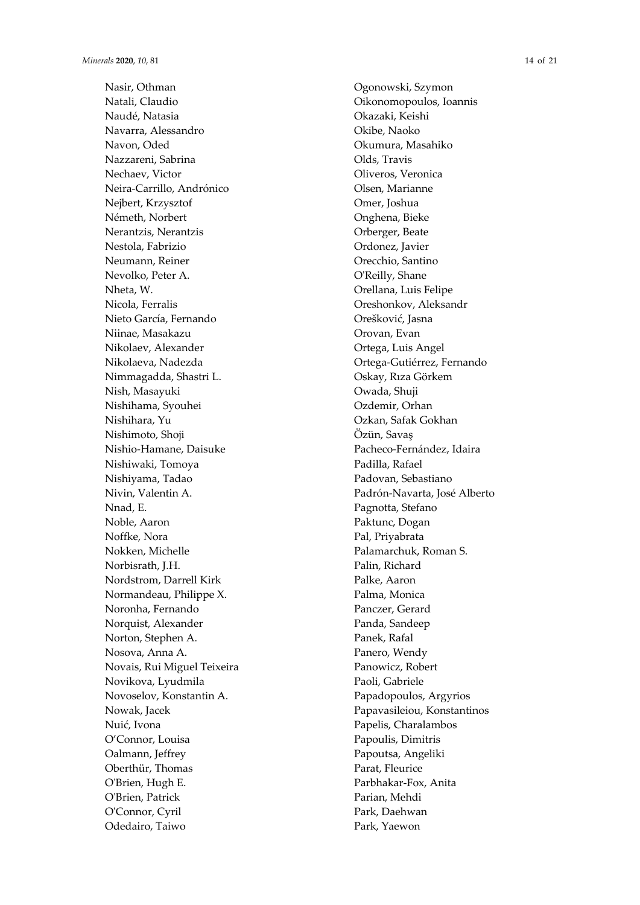Nasir, Othman
Natali, Claudio
Naudé, Natasia
Navarra, Alessandro
Navon, Oded
Nazzareni, Sabrina
Nechaev, Victor
Neira-Carrillo, Andrónico
Nejbert, Krzysztof
Németh, Norbert
Nerantzis, Nerantzis
Nestola, Fabrizio
Neumann, Reiner
Nevolko, Peter A.
Nheta, W.
Nicola, Ferralis
Nieto García, Fernando
Niinae, Masakazu
Nikolaev, Alexander
Nikolaeva, Nadezda
Nimmagadda, Shastri L.
Nish, Masayuki
Nishihama, Syouhei
Nishihara, Yu
Nishimoto, Shoji
Nishio-Hamane, Daisuke
Nishiwaki, Tomoya
Nishiyama, Tadao
Nivin, Valentin A.
Nnad, E.
Noble, Aaron
Noffke, Nora
Nokken, Michelle
Norbisrath, J.H.
Nordstrom, Darrell Kirk
Normandeau, Philippe X.
Noronha, Fernando
Norquist, Alexander
Norton, Stephen A.
Nosova, Anna A.
Novais, Rui Miguel Teixeira
Novikova, Lyudmila
Novoselov, Konstantin A.
Nowak, Jacek
Nuić, Ivona
O'Connor, Louisa
Oalmann, Jeffrey
Oberthür, Thomas
O'Brien, Hugh E.
O'Brien, Patrick
O'Connor, Cyril
Odedairo, Taiwo
Ogonowski, Szymon
Oikonomopoulos, Ioannis
Okazaki, Keishi
Okibe, Naoko
Okumura, Masahiko
Olds, Travis
Oliveros, Veronica
Olsen, Marianne
Omer, Joshua
Onghena, Bieke
Orberger, Beate
Ordonez, Javier
Orecchio, Santino
O'Reilly, Shane
Orellana, Luis Felipe
Oreshonkov, Aleksandr
Orešković, Jasna
Orovan, Evan
Ortega, Luis Angel
Ortega-Gutiérrez, Fernando
Oskay, Rıza Görkem
Owada, Shuji
Ozdemir, Orhan
Ozkan, Safak Gokhan
Özün, Savaş
Pacheco-Fernández, Idaira
Padilla, Rafael
Padovan, Sebastiano
Padrón-Navarta, José Alberto
Pagnotta, Stefano
Paktunc, Dogan
Pal, Priyabrata
Palamarchuk, Roman S.
Palin, Richard
Palke, Aaron
Palma, Monica
Panczer, Gerard
Panda, Sandeep
Panek, Rafal
Panero, Wendy
Panowicz, Robert
Paoli, Gabriele
Papadopoulos, Argyrios
Papavasileiou, Konstantinos
Papelis, Charalambos
Papoulis, Dimitris
Papoutsa, Angeliki
Parat, Fleurice
Parbhakar-Fox, Anita
Parian, Mehdi
Park, Daehwan
Park, Yaewon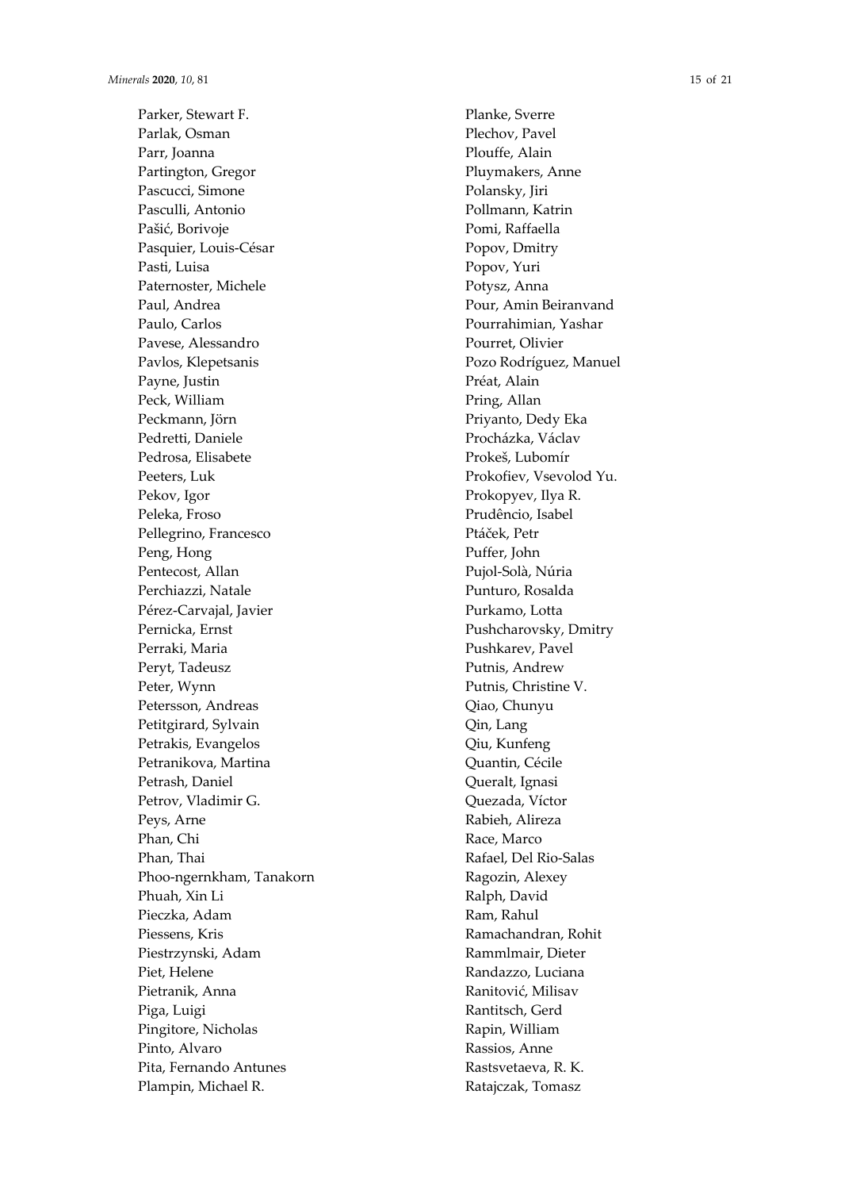Parker, Stewart F.
Parlak, Osman
Parr, Joanna
Partington, Gregor
Pascucci, Simone
Pasculli, Antonio
Pašić, Borivoje
Pasquier, Louis-César
Pasti, Luisa
Paternoster, Michele
Paul, Andrea
Paulo, Carlos
Pavese, Alessandro
Pavlos, Klepetsanis
Payne, Justin
Peck, William
Peckmann, Jörn
Pedretti, Daniele
Pedrosa, Elisabete
Peeters, Luk
Pekov, Igor
Peleka, Froso
Pellegrino, Francesco
Peng, Hong
Pentecost, Allan
Perchiazzi, Natale
Pérez-Carvajal, Javier
Pernicka, Ernst
Perraki, Maria
Peryt, Tadeusz
Peter, Wynn
Petersson, Andreas
Petitgirard, Sylvain
Petrakis, Evangelos
Petranikova, Martina
Petrash, Daniel
Petrov, Vladimir G.
Peys, Arne
Phan, Chi
Phan, Thai
Phoo-ngernkham, Tanakorn
Phuah, Xin Li
Pieczka, Adam
Piessens, Kris
Piestrzynski, Adam
Piet, Helene
Pietranik, Anna
Piga, Luigi
Pingitore, Nicholas
Pinto, Alvaro
Pita, Fernando Antunes
Plampin, Michael R.
Planke, Sverre
Plechov, Pavel
Plouffe, Alain
Pluymakers, Anne
Polansky, Jiri
Pollmann, Katrin
Pomi, Raffaella
Popov, Dmitry
Popov, Yuri
Potysz, Anna
Pour, Amin Beiranvand
Pourrahimian, Yashar
Pourret, Olivier
Pozo Rodríguez, Manuel
Préat, Alain
Pring, Allan
Priyanto, Dedy Eka
Procházka, Václav
Prokeš, Lubomír
Prokofiev, Vsevolod Yu.
Prokopyev, Ilya R.
Prudêncio, Isabel
Ptáček, Petr
Puffer, John
Pujol-Solà, Núria
Punturo, Rosalda
Purkamo, Lotta
Pushcharovsky, Dmitry
Pushkarev, Pavel
Putnis, Andrew
Putnis, Christine V.
Qiao, Chunyu
Qin, Lang
Qiu, Kunfeng
Quantin, Cécile
Queralt, Ignasi
Quezada, Víctor
Rabieh, Alireza
Race, Marco
Rafael, Del Rio-Salas
Ragozin, Alexey
Ralph, David
Ram, Rahul
Ramachandran, Rohit
Rammlmair, Dieter
Randazzo, Luciana
Ranitović, Milisav
Rantitsch, Gerd
Rapin, William
Rassios, Anne
Rastsvetaeva, R. K.
Ratajczak, Tomasz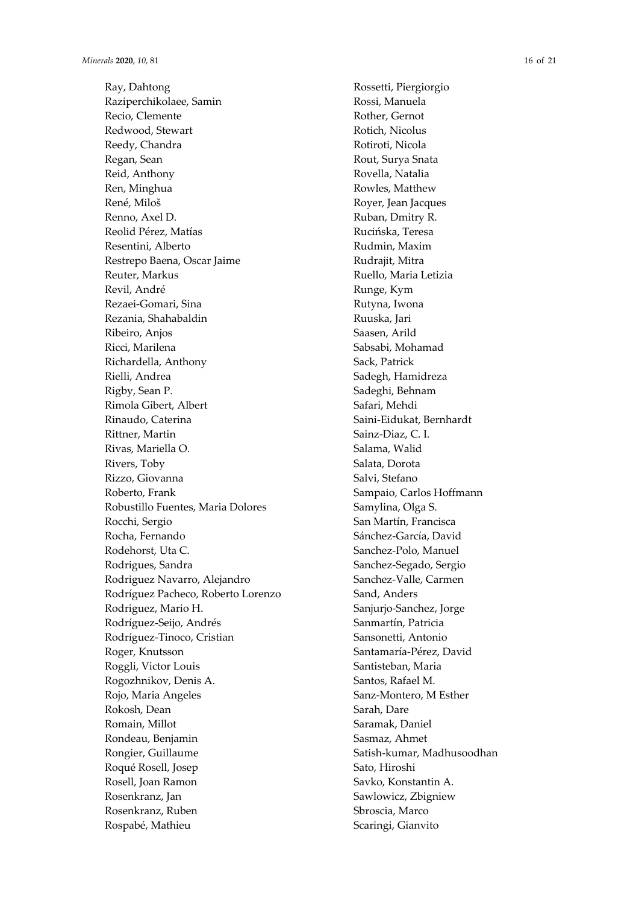Ray, Dahtong
Raziperchikolaee, Samin
Recio, Clemente
Redwood, Stewart
Reedy, Chandra
Regan, Sean
Reid, Anthony
Ren, Minghua
René, Miloš
Renno, Axel D.
Reolid Pérez, Matías
Resentini, Alberto
Restrepo Baena, Oscar Jaime
Reuter, Markus
Revil, André
Rezaei-Gomari, Sina
Rezania, Shahabaldin
Ribeiro, Anjos
Ricci, Marilena
Richardella, Anthony
Rielli, Andrea
Rigby, Sean P.
Rimola Gibert, Albert
Rinaudo, Caterina
Rittner, Martin
Rivas, Mariella O.
Rivers, Toby
Rizzo, Giovanna
Roberto, Frank
Robustillo Fuentes, Maria Dolores
Rocchi, Sergio
Rocha, Fernando
Rodehorst, Uta C.
Rodrigues, Sandra
Rodriguez Navarro, Alejandro
Rodríguez Pacheco, Roberto Lorenzo
Rodriguez, Mario H.
Rodríguez-Seijo, Andrés
Rodríguez-Tinoco, Cristian
Roger, Knutsson
Roggli, Victor Louis
Rogozhnikov, Denis A.
Rojo, Maria Angeles
Rokosh, Dean
Romain, Millot
Rondeau, Benjamin
Rongier, Guillaume
Roqué Rosell, Josep
Rosell, Joan Ramon
Rosenkranz, Jan
Rosenkranz, Ruben
Rospabé, Mathieu
Rossetti, Piergiorgio
Rossi, Manuela
Rother, Gernot
Rotich, Nicolus
Rotiroti, Nicola
Rout, Surya Snata
Rovella, Natalia
Rowles, Matthew
Royer, Jean Jacques
Ruban, Dmitry R.
Rucińska, Teresa
Rudmin, Maxim
Rudrajit, Mitra
Ruello, Maria Letizia
Runge, Kym
Rutyna, Iwona
Ruuska, Jari
Saasen, Arild
Sabsabi, Mohamad
Sack, Patrick
Sadegh, Hamidreza
Sadeghi, Behnam
Safari, Mehdi
Saini-Eidukat, Bernhardt
Sainz-Diaz, C. I.
Salama, Walid
Salata, Dorota
Salvi, Stefano
Sampaio, Carlos Hoffmann
Samylina, Olga S.
San Martín, Francisca
Sánchez-García, David
Sanchez-Polo, Manuel
Sanchez-Segado, Sergio
Sanchez-Valle, Carmen
Sand, Anders
Sanjurjo-Sanchez, Jorge
Sanmartín, Patricia
Sansonetti, Antonio
Santamaría-Pérez, David
Santisteban, Maria
Santos, Rafael M.
Sanz-Montero, M Esther
Sarah, Dare
Saramak, Daniel
Sasmaz, Ahmet
Satish-kumar, Madhusoodhan
Sato, Hiroshi
Savko, Konstantin A.
Sawlowicz, Zbigniew
Sbroscia, Marco
Scaringi, Gianvito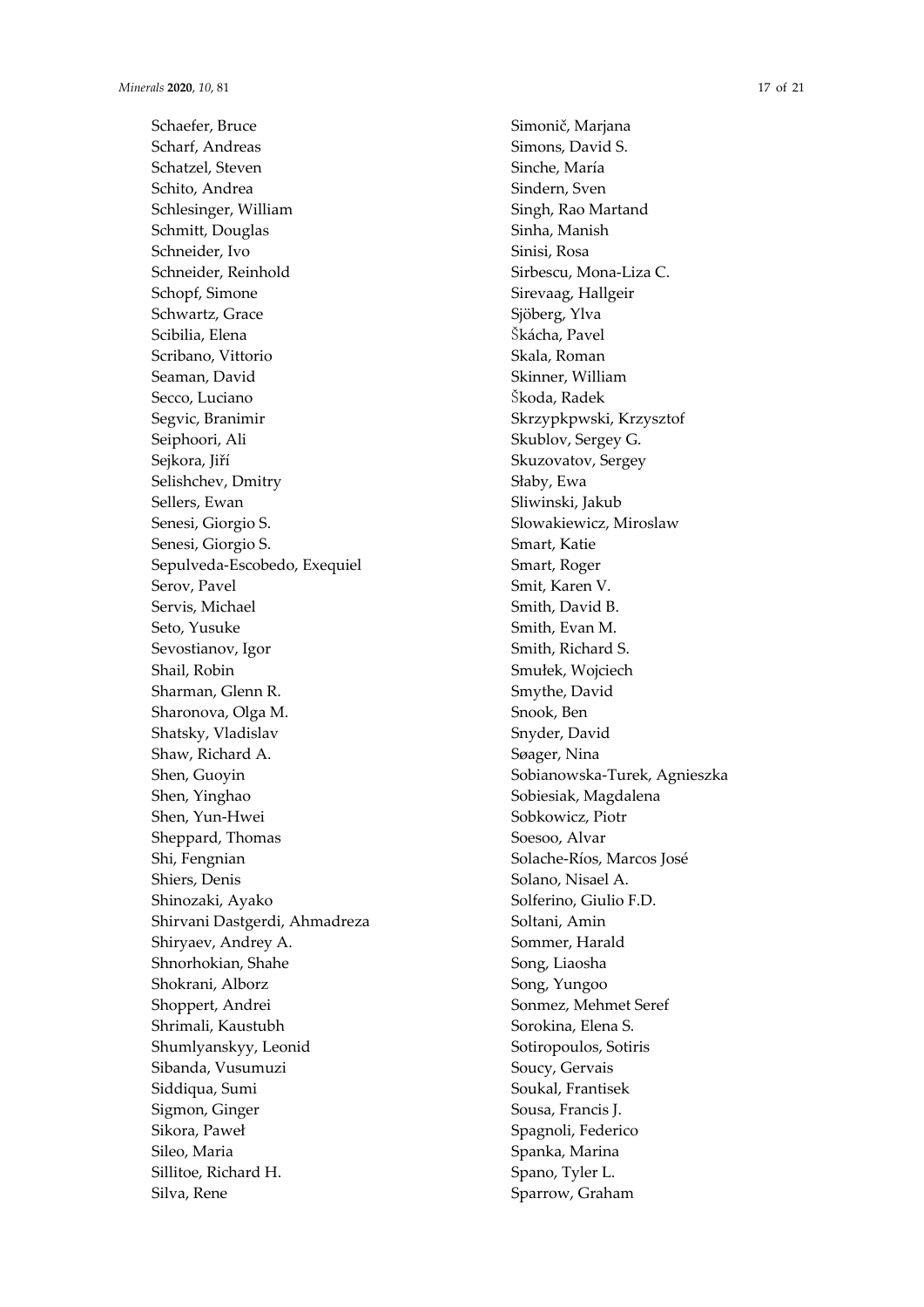Schaefer, Bruce
Scharf, Andreas
Schatzel, Steven
Schito, Andrea
Schlesinger, William
Schmitt, Douglas
Schneider, Ivo
Schneider, Reinhold
Schopf, Simone
Schwartz, Grace
Scibilia, Elena
Scribano, Vittorio
Seaman, David
Secco, Luciano
Segvic, Branimir
Seiphoori, Ali
Sejkora, Jiří
Selishchev, Dmitry
Sellers, Ewan
Senesi, Giorgio S.
Senesi, Giorgio S.
Sepulveda-Escobedo, Exequiel
Serov, Pavel
Servis, Michael
Seto, Yusuke
Sevostianov, Igor
Shail, Robin
Sharman, Glenn R.
Sharonova, Olga M.
Shatsky, Vladislav
Shaw, Richard A.
Shen, Guoyin
Shen, Yinghao
Shen, Yun-Hwei
Sheppard, Thomas
Shi, Fengnian
Shiers, Denis
Shinozaki, Ayako
Shirvani Dastgerdi, Ahmadreza
Shiryaev, Andrey A.
Shnorhokian, Shahe
Shokrani, Alborz
Shoppert, Andrei
Shrimali, Kaustubh
Shumlyanskyy, Leonid
Sibanda, Vusumuzi
Siddiqua, Sumi
Sigmon, Ginger
Sikora, Paweł
Sileo, Maria
Sillitoe, Richard H.
Silva, Rene
Simonič, Marjana
Simons, David S.
Sinche, María
Sindern, Sven
Singh, Rao Martand
Sinha, Manish
Sinisi, Rosa
Sirbescu, Mona-Liza C.
Sirevaag, Hallgeir
Sjöberg, Ylva
Škácha, Pavel
Skala, Roman
Skinner, William
Škoda, Radek
Skrzypkpwski, Krzysztof
Skublov, Sergey G.
Skuzovatov, Sergey
Słaby, Ewa
Sliwinski, Jakub
Slowakiewicz, Miroslaw
Smart, Katie
Smart, Roger
Smit, Karen V.
Smith, David B.
Smith, Evan M.
Smith, Richard S.
Smułek, Wojciech
Smythe, David
Snook, Ben
Snyder, David
Søager, Nina
Sobianowska-Turek, Agnieszka
Sobiesiak, Magdalena
Sobkowicz, Piotr
Soesoo, Alvar
Solache-Ríos, Marcos José
Solano, Nisael A.
Solferino, Giulio F.D.
Soltani, Amin
Sommer, Harald
Song, Liaosha
Song, Yungoo
Sonmez, Mehmet Seref
Sorokina, Elena S.
Sotiropoulos, Sotiris
Soucy, Gervais
Soukal, Frantisek
Sousa, Francis J.
Spagnoli, Federico
Spanka, Marina
Spano, Tyler L.
Sparrow, Graham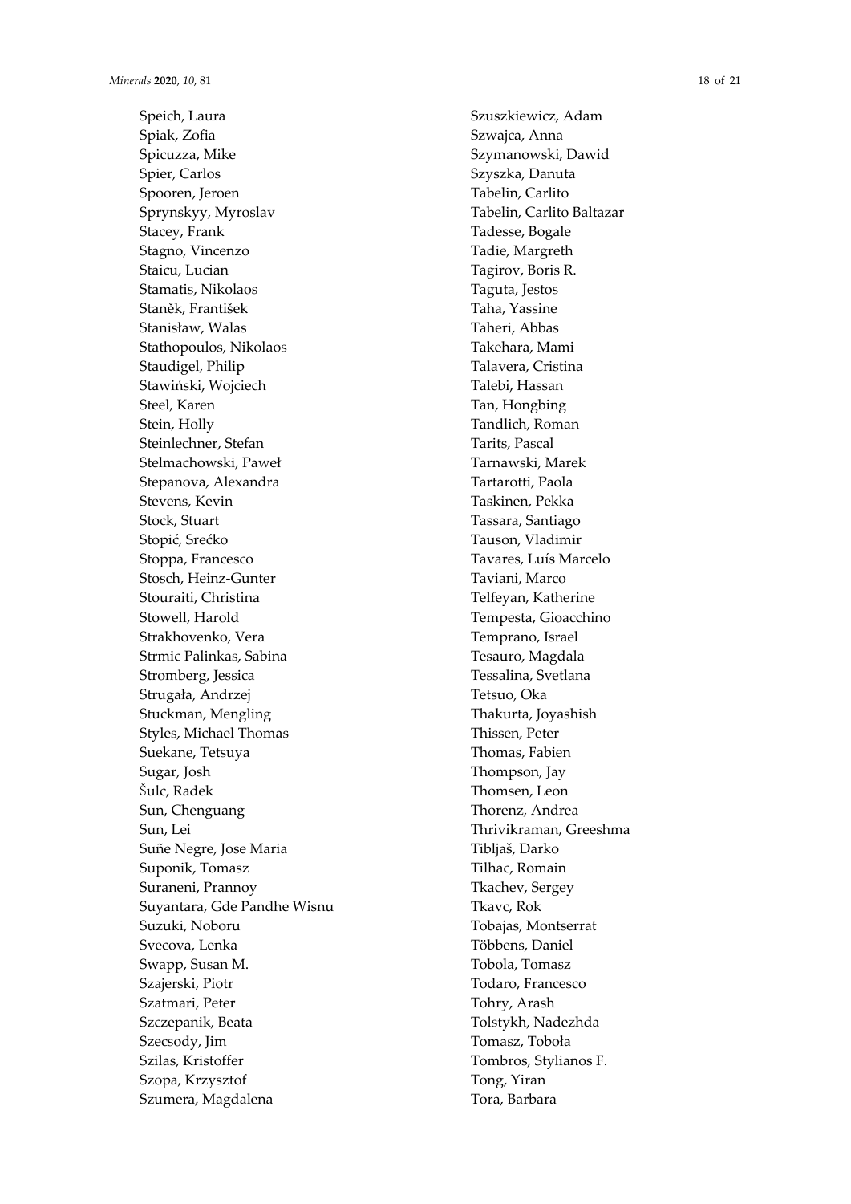Speich, Laura
Spiak, Zofia
Spicuzza, Mike
Spier, Carlos
Spooren, Jeroen
Sprynskyy, Myroslav
Stacey, Frank
Stagno, Vincenzo
Staicu, Lucian
Stamatis, Nikolaos
Staněk, František
Stanisław, Walas
Stathopoulos, Nikolaos
Staudigel, Philip
Stawiński, Wojciech
Steel, Karen
Stein, Holly
Steinlechner, Stefan
Stelmachowski, Paweł
Stepanova, Alexandra
Stevens, Kevin
Stock, Stuart
Stopić, Srećko
Stoppa, Francesco
Stosch, Heinz-Gunter
Stouraiti, Christina
Stowell, Harold
Strakhovenko, Vera
Strmic Palinkas, Sabina
Stromberg, Jessica
Strugała, Andrzej
Stuckman, Mengling
Styles, Michael Thomas
Suekane, Tetsuya
Sugar, Josh
Šulc, Radek
Sun, Chenguang
Sun, Lei
Suñe Negre, Jose Maria
Suponik, Tomasz
Suraneni, Prannoy
Suyantara, Gde Pandhe Wisnu
Suzuki, Noboru
Svecova, Lenka
Swapp, Susan M.
Szajerski, Piotr
Szatmari, Peter
Szczepanik, Beata
Szecsody, Jim
Szilas, Kristoffer
Szopa, Krzysztof
Szumera, Magdalena
Szuszkiewicz, Adam
Szwajca, Anna
Szymanowski, Dawid
Szyszka, Danuta
Tabelin, Carlito
Tabelin, Carlito Baltazar
Tadesse, Bogale
Tadie, Margreth
Tagirov, Boris R.
Taguta, Jestos
Taha, Yassine
Taheri, Abbas
Takehara, Mami
Talavera, Cristina
Talebi, Hassan
Tan, Hongbing
Tandlich, Roman
Tarits, Pascal
Tarnawski, Marek
Tartarotti, Paola
Taskinen, Pekka
Tassara, Santiago
Tauson, Vladimir
Tavares, Luís Marcelo
Taviani, Marco
Telfeyan, Katherine
Tempesta, Gioacchino
Temprano, Israel
Tesauro, Magdala
Tessalina, Svetlana
Tetsuo, Oka
Thakurta, Joyashish
Thissen, Peter
Thomas, Fabien
Thompson, Jay
Thomsen, Leon
Thorenz, Andrea
Thrivikraman, Greeshma
Tibljaš, Darko
Tilhac, Romain
Tkachev, Sergey
Tkavc, Rok
Tobajas, Montserrat
Többens, Daniel
Tobola, Tomasz
Todaro, Francesco
Tohry, Arash
Tolstykh, Nadezhda
Tomasz, Toboła
Tombros, Stylianos F.
Tong, Yiran
Tora, Barbara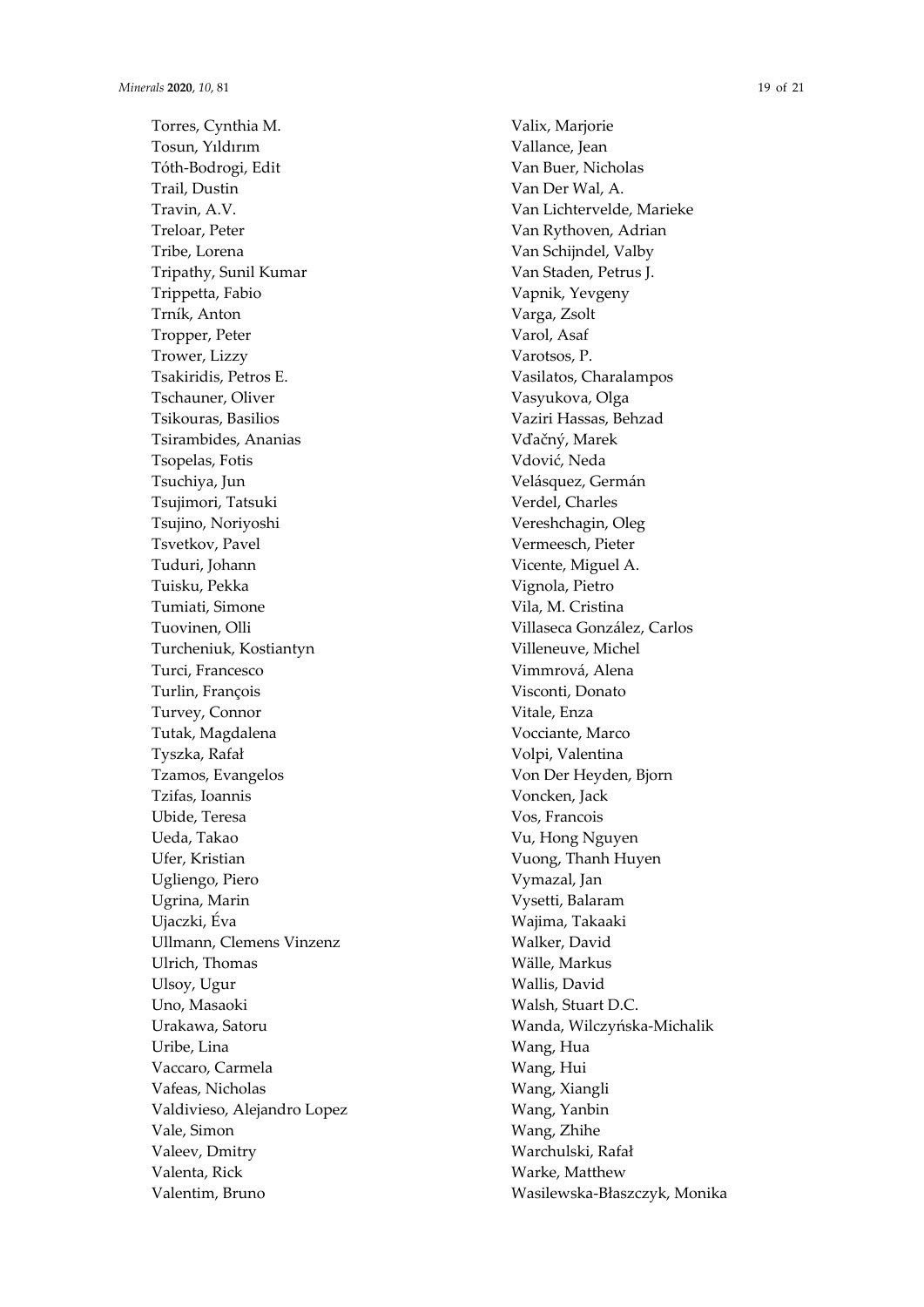Torres, Cynthia M.
Tosun, Yıldırım
Tóth-Bodrogi, Edit
Trail, Dustin
Travin, A.V.
Treloar, Peter
Tribe, Lorena
Tripathy, Sunil Kumar
Trippetta, Fabio
Trník, Anton
Tropper, Peter
Trower, Lizzy
Tsakiridis, Petros E.
Tschauner, Oliver
Tsikouras, Basilios
Tsirambides, Ananias
Tsopelas, Fotis
Tsuchiya, Jun
Tsujimori, Tatsuki
Tsujino, Noriyoshi
Tsvetkov, Pavel
Tuduri, Johann
Tuisku, Pekka
Tumiati, Simone
Tuovinen, Olli
Turcheniuk, Kostiantyn
Turci, Francesco
Turlin, François
Turvey, Connor
Tutak, Magdalena
Tyszka, Rafał
Tzamos, Evangelos
Tzifas, Ioannis
Ubide, Teresa
Ueda, Takao
Ufer, Kristian
Ugliengo, Piero
Ugrina, Marin
Ujaczki, Éva
Ullmann, Clemens Vinzenz
Ulrich, Thomas
Ulsoy, Ugur
Uno, Masaoki
Urakawa, Satoru
Uribe, Lina
Vaccaro, Carmela
Vafeas, Nicholas
Valdivieso, Alejandro Lopez
Vale, Simon
Valeev, Dmitry
Valenta, Rick
Valentim, Bruno
Valix, Marjorie
Vallance, Jean
Van Buer, Nicholas
Van Der Wal, A.
Van Lichtervelde, Marieke
Van Rythoven, Adrian
Van Schijndel, Valby
Van Staden, Petrus J.
Vapnik, Yevgeny
Varga, Zsolt
Varol, Asaf
Varotsos, P.
Vasilatos, Charalampos
Vasyukova, Olga
Vaziri Hassas, Behzad
Vďačný, Marek
Vdović, Neda
Velásquez, Germán
Verdel, Charles
Vereshchagin, Oleg
Vermeesch, Pieter
Vicente, Miguel A.
Vignola, Pietro
Vila, M. Cristina
Villaseca González, Carlos
Villeneuve, Michel
Vimmrová, Alena
Visconti, Donato
Vitale, Enza
Vocciante, Marco
Volpi, Valentina
Von Der Heyden, Bjorn
Voncken, Jack
Vos, Francois
Vu, Hong Nguyen
Vuong, Thanh Huyen
Vymazal, Jan
Vysetti, Balaram
Wajima, Takaaki
Walker, David
Wälle, Markus
Wallis, David
Walsh, Stuart D.C.
Wanda, Wilczyńska-Michalik
Wang, Hua
Wang, Hui
Wang, Xiangli
Wang, Yanbin
Wang, Zhihe
Warchulski, Rafał
Warke, Matthew
Wasilewska-Błaszczyk, Monika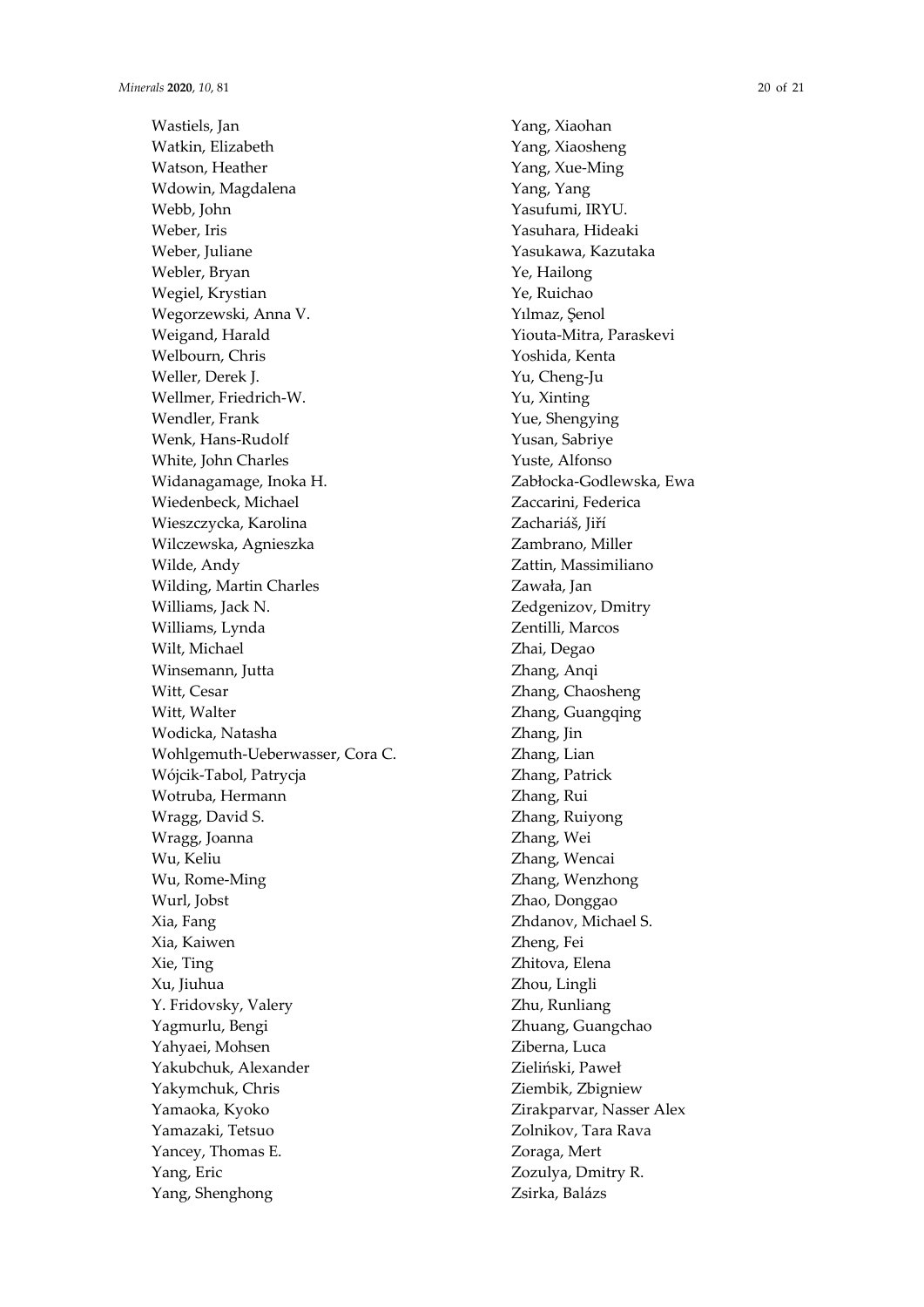Wastiels, Jan
Watkin, Elizabeth
Watson, Heather
Wdowin, Magdalena
Webb, John
Weber, Iris
Weber, Juliane
Webler, Bryan
Wegiel, Krystian
Wegorzewski, Anna V.
Weigand, Harald
Welbourn, Chris
Weller, Derek J.
Wellmer, Friedrich-W.
Wendler, Frank
Wenk, Hans-Rudolf
White, John Charles
Widanagamage, Inoka H.
Wiedenbeck, Michael
Wieszczycka, Karolina
Wilczewska, Agnieszka
Wilde, Andy
Wilding, Martin Charles
Williams, Jack N.
Williams, Lynda
Wilt, Michael
Winsemann, Jutta
Witt, Cesar
Witt, Walter
Wodicka, Natasha
Wohlgemuth-Ueberwasser, Cora C.
Wójcik-Tabol, Patrycja
Wotruba, Hermann
Wragg, David S.
Wragg, Joanna
Wu, Keliu
Wu, Rome-Ming
Wurl, Jobst
Xia, Fang
Xia, Kaiwen
Xie, Ting
Xu, Jiuhua
Y. Fridovsky, Valery
Yagmurlu, Bengi
Yahyaei, Mohsen
Yakubchuk, Alexander
Yakymchuk, Chris
Yamaoka, Kyoko
Yamazaki, Tetsuo
Yancey, Thomas E.
Yang, Eric
Yang, Shenghong
Yang, Xiaohan
Yang, Xiaosheng
Yang, Xue-Ming
Yang, Yang
Yasufumi, IRYU.
Yasuhara, Hideaki
Yasukawa, Kazutaka
Ye, Hailong
Ye, Ruichao
Yılmaz, Şenol
Yiouta-Mitra, Paraskevi
Yoshida, Kenta
Yu, Cheng-Ju
Yu, Xinting
Yue, Shengying
Yusan, Sabriye
Yuste, Alfonso
Zabłocka-Godlewska, Ewa
Zaccarini, Federica
Zachariáš, Jiří
Zambrano, Miller
Zattin, Massimiliano
Zawała, Jan
Zedgenizov, Dmitry
Zentilli, Marcos
Zhai, Degao
Zhang, Anqi
Zhang, Chaosheng
Zhang, Guangqing
Zhang, Jin
Zhang, Lian
Zhang, Patrick
Zhang, Rui
Zhang, Ruiyong
Zhang, Wei
Zhang, Wencai
Zhang, Wenzhong
Zhao, Donggao
Zhdanov, Michael S.
Zheng, Fei
Zhitova, Elena
Zhou, Lingli
Zhu, Runliang
Zhuang, Guangchao
Ziberna, Luca
Zieliński, Paweł
Ziembik, Zbigniew
Zirakparvar, Nasser Alex
Zolnikov, Tara Rava
Zoraga, Mert
Zozulya, Dmitry R.
Zsirka, Balázs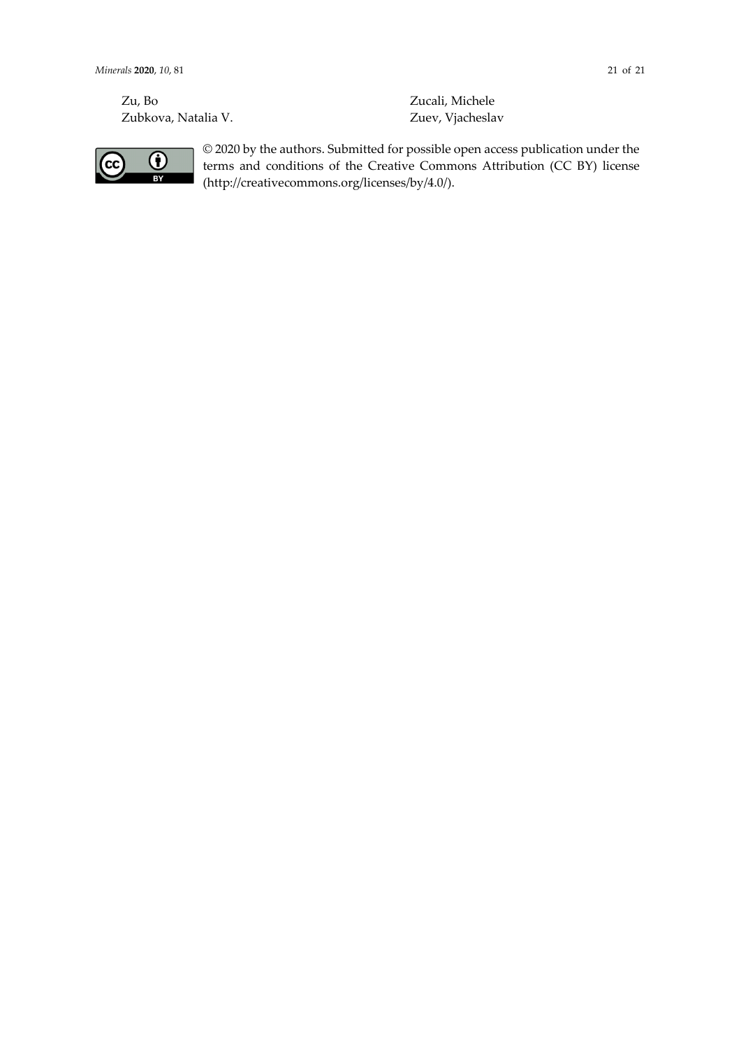Zu, Bo

Zubkova, Natalia V.

Zucali, Michele

Zuev, Vjacheslav

© 2020 by the authors. Submitted for possible open access publication under the terms and conditions of the Creative Commons Attribution (CC BY) license (http://creativecommons.org/licenses/by/4.0/).